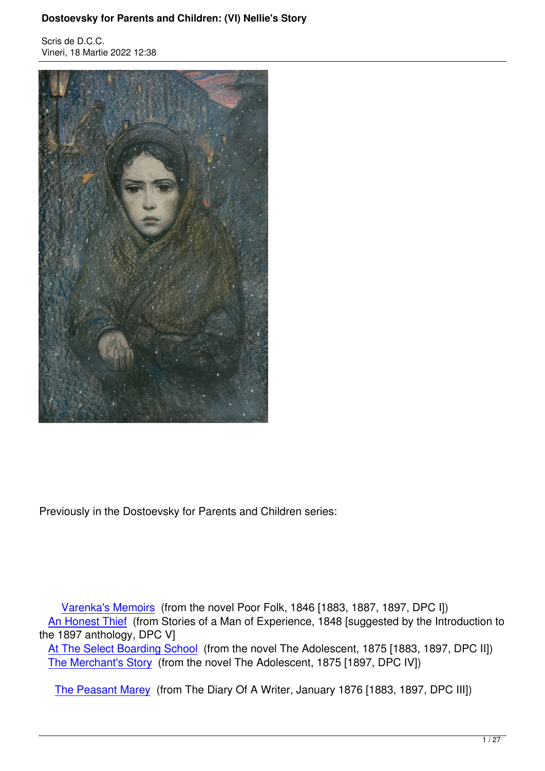Scris de D.C.C.
Vineri, 18 Martie 2022 12:38

Previously in the Dostoevsky for Parents and Children series:

Varenka's Memoirs (from the novel Poor Folk, 1846 [1883, 1887, 1897, DPC I])
An Honest Thief (from Stories of a Man of Experience, 1848 [suggested by the Introduction to the 1897 anthology, DPC V]
At The Select Boarding School (from the novel The Adolescent, 1875 [1883, 1897, DPC II])
The Merchant's Story (from the novel The Adolescent, 1875 [1897, DPC IV])

The Peasant Marey (from The Diary Of A Writer, January 1876 [1883, 1897, DPC III])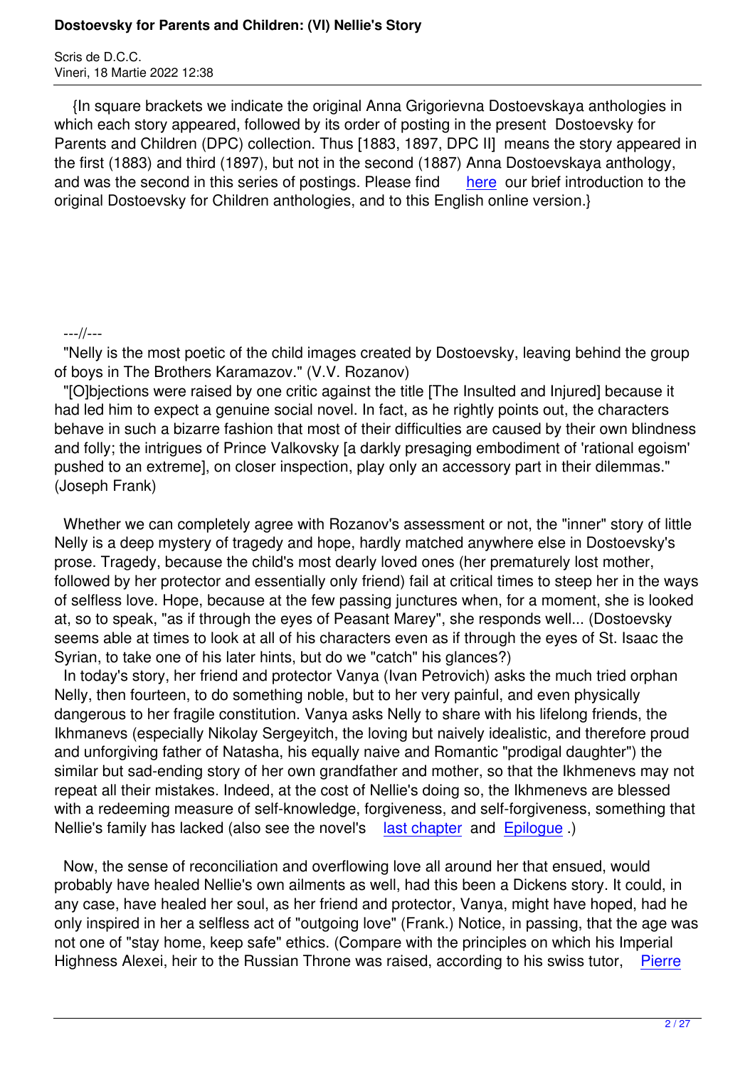{In square brackets we indicate the original Anna Grigorievna Dostoevskaya anthologies in which each story appeared, followed by its order of posting in the present Dostoevsky for Parents and Children (DPC) collection. Thus [1883, 1897, DPC II] means the story appeared in the first (1883) and third (1897), but not in the second (1887) Anna Dostoevskaya anthology, and was the second in this series of postings. Please find here our brief introduction to the original Dostoevsky for Children anthologies, and to this English online version.}

---//---

"Nelly is the most poetic of the child images created by Dostoevsky, leaving behind the group of boys in The Brothers Karamazov." (V.V. Rozanov)

"[O]bjections were raised by one critic against the title [The Insulted and Injured] because it had led him to expect a genuine social novel. In fact, as he rightly points out, the characters behave in such a bizarre fashion that most of their difficulties are caused by their own blindness and folly; the intrigues of Prince Valkovsky [a darkly presaging embodiment of 'rational egoism' pushed to an extreme], on closer inspection, play only an accessory part in their dilemmas." (Joseph Frank)

Whether we can completely agree with Rozanov's assessment or not, the "inner" story of little Nelly is a deep mystery of tragedy and hope, hardly matched anywhere else in Dostoevsky's prose. Tragedy, because the child's most dearly loved ones (her prematurely lost mother, followed by her protector and essentially only friend) fail at critical times to steep her in the ways of selfless love. Hope, because at the few passing junctures when, for a moment, she is looked at, so to speak, "as if through the eyes of Peasant Marey", she responds well... (Dostoevsky seems able at times to look at all of his characters even as if through the eyes of St. Isaac the Syrian, to take one of his later hints, but do we "catch" his glances?)

In today's story, her friend and protector Vanya (Ivan Petrovich) asks the much tried orphan Nelly, then fourteen, to do something noble, but to her very painful, and even physically dangerous to her fragile constitution. Vanya asks Nelly to share with his lifelong friends, the Ikhmanevs (especially Nikolay Sergeyitch, the loving but naively idealistic, and therefore proud and unforgiving father of Natasha, his equally naive and Romantic "prodigal daughter") the similar but sad-ending story of her own grandfather and mother, so that the Ikhmenevs may not repeat all their mistakes. Indeed, at the cost of Nellie's doing so, the Ikhmenevs are blessed with a redeeming measure of self-knowledge, forgiveness, and self-forgiveness, something that Nellie's family has lacked (also see the novel's last chapter and Epilogue .)

Now, the sense of reconciliation and overflowing love all around her that ensued, would probably have healed Nellie's own ailments as well, had this been a Dickens story. It could, in any case, have healed her soul, as her friend and protector, Vanya, might have hoped, had he only inspired in her a selfless act of "outgoing love" (Frank.) Notice, in passing, that the age was not one of "stay home, keep safe" ethics. (Compare with the principles on which his Imperial Highness Alexei, heir to the Russian Throne was raised, according to his swiss tutor, Pierre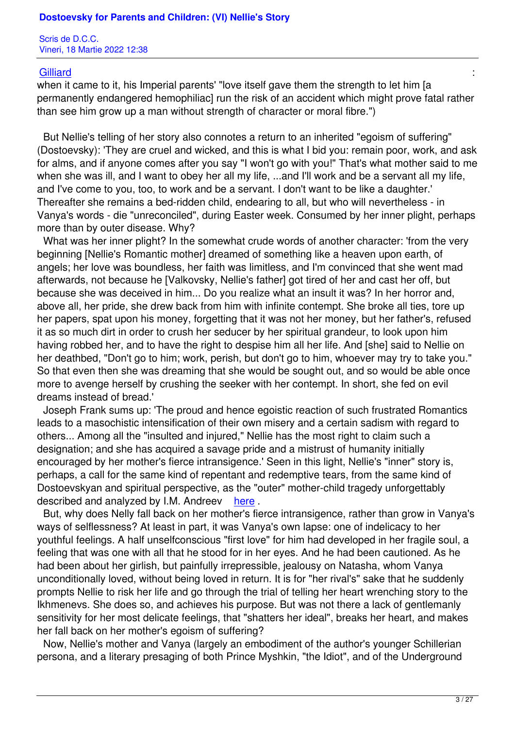Gilliard: when it came to it, his Imperial parents' "love itself gave them the strength to let him [a permanently endangered hemophiliac] run the risk of an accident which might prove fatal rather than see him grow up a man without strength of character or moral fibre.")

But Nellie's telling of her story also connotes a return to an inherited "egoism of suffering" (Dostoevsky): 'They are cruel and wicked, and this is what I bid you: remain poor, work, and ask for alms, and if anyone comes after you say "I won't go with you!" That's what mother said to me when she was ill, and I want to obey her all my life, ...and I'll work and be a servant all my life, and I've come to you, too, to work and be a servant. I don't want to be like a daughter.' Thereafter she remains a bed-ridden child, endearing to all, but who will nevertheless - in Vanya's words - die "unreconciled", during Easter week. Consumed by her inner plight, perhaps more than by outer disease. Why?

What was her inner plight? In the somewhat crude words of another character: 'from the very beginning [Nellie's Romantic mother] dreamed of something like a heaven upon earth, of angels; her love was boundless, her faith was limitless, and I'm convinced that she went mad afterwards, not because he [Valkovsky, Nellie's father] got tired of her and cast her off, but because she was deceived in him... Do you realize what an insult it was? In her horror and, above all, her pride, she drew back from him with infinite contempt. She broke all ties, tore up her papers, spat upon his money, forgetting that it was not her money, but her father's, refused it as so much dirt in order to crush her seducer by her spiritual grandeur, to look upon him having robbed her, and to have the right to despise him all her life. And [she] said to Nellie on her deathbed, "Don't go to him; work, perish, but don't go to him, whoever may try to take you." So that even then she was dreaming that she would be sought out, and so would be able once more to avenge herself by crushing the seeker with her contempt. In short, she fed on evil dreams instead of bread.'

Joseph Frank sums up: 'The proud and hence egoistic reaction of such frustrated Romantics leads to a masochistic intensification of their own misery and a certain sadism with regard to others... Among all the "insulted and injured," Nellie has the most right to claim such a designation; and she has acquired a savage pride and a mistrust of humanity initially encouraged by her mother's fierce intransigence.' Seen in this light, Nellie's "inner" story is, perhaps, a call for the same kind of repentant and redemptive tears, from the same kind of Dostoevskyan and spiritual perspective, as the "outer" mother-child tragedy unforgettably described and analyzed by I.M. Andreev here.

But, why does Nelly fall back on her mother's fierce intransigence, rather than grow in Vanya's ways of selflessness? At least in part, it was Vanya's own lapse: one of indelicacy to her youthful feelings. A half unselfconscious "first love" for him had developed in her fragile soul, a feeling that was one with all that he stood for in her eyes. And he had been cautioned. As he had been about her girlish, but painfully irrepressible, jealousy on Natasha, whom Vanya unconditionally loved, without being loved in return. It is for "her rival's" sake that he suddenly prompts Nellie to risk her life and go through the trial of telling her heart wrenching story to the Ikhmenevs. She does so, and achieves his purpose. But was not there a lack of gentlemanly sensitivity for her most delicate feelings, that "shatters her ideal", breaks her heart, and makes her fall back on her mother's egoism of suffering?

Now, Nellie's mother and Vanya (largely an embodiment of the author's younger Schillerian persona, and a literary presaging of both Prince Myshkin, "the Idiot", and of the Underground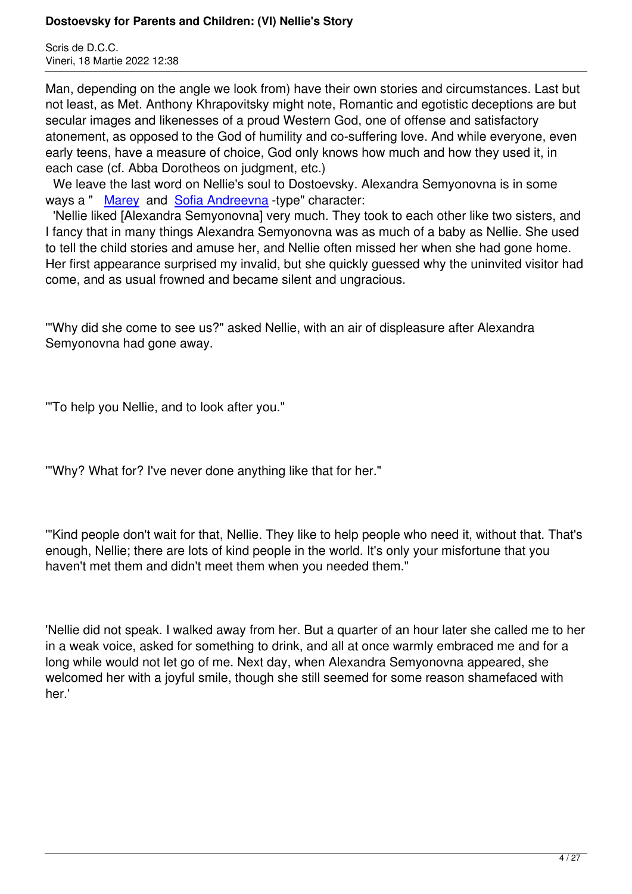Man, depending on the angle we look from) have their own stories and circumstances. Last but not least, as Met. Anthony Khrapovitsky might note, Romantic and egotistic deceptions are but secular images and likenesses of a proud Western God, one of offense and satisfactory atonement, as opposed to the God of humility and co-suffering love. And while everyone, even early teens, have a measure of choice, God only knows how much and how they used it, in each case (cf. Abba Dorotheos on judgment, etc.)

We leave the last word on Nellie's soul to Dostoevsky. Alexandra Semyonovna is in some ways a " Marey and Sofia Andreevna -type" character:

'Nellie liked [Alexandra Semyonovna] very much. They took to each other like two sisters, and I fancy that in many things Alexandra Semyonovna was as much of a baby as Nellie. She used to tell the child stories and amuse her, and Nellie often missed her when she had gone home. Her first appearance surprised my invalid, but she quickly guessed why the uninvited visitor had come, and as usual frowned and became silent and ungracious.

'"Why did she come to see us?" asked Nellie, with an air of displeasure after Alexandra Semyonovna had gone away.

'"To help you Nellie, and to look after you."

'"Why? What for? I've never done anything like that for her."

'"Kind people don't wait for that, Nellie. They like to help people who need it, without that. That's enough, Nellie; there are lots of kind people in the world. It's only your misfortune that you haven't met them and didn't meet them when you needed them."

'Nellie did not speak. I walked away from her. But a quarter of an hour later she called me to her in a weak voice, asked for something to drink, and all at once warmly embraced me and for a long while would not let go of me. Next day, when Alexandra Semyonovna appeared, she welcomed her with a joyful smile, though she still seemed for some reason shamefaced with her.'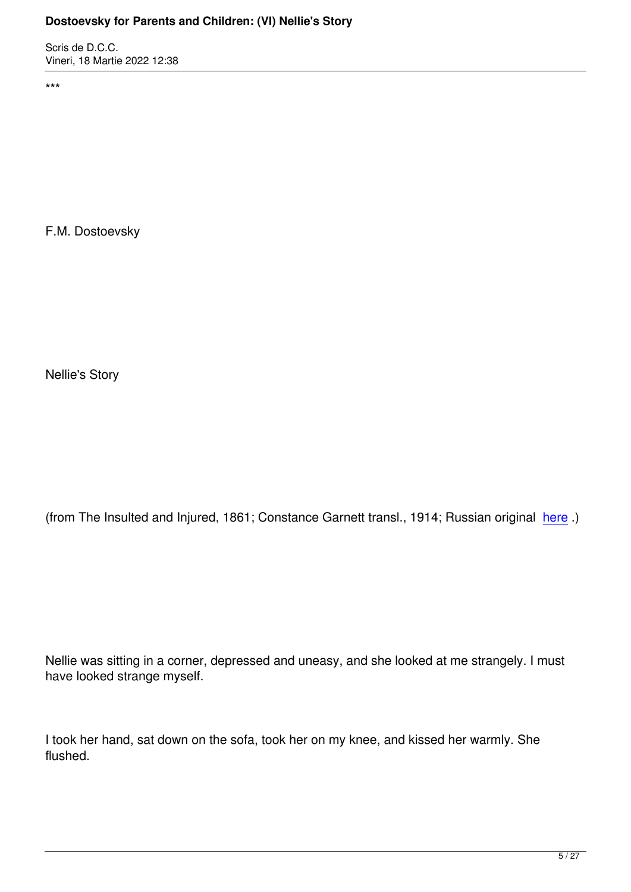***

F.M. Dostoevsky

Nellie's Story

(from The Insulted and Injured, 1861; Constance Garnett transl., 1914; Russian original here .)

Nellie was sitting in a corner, depressed and uneasy, and she looked at me strangely. I must have looked strange myself.

I took her hand, sat down on the sofa, took her on my knee, and kissed her warmly. She flushed.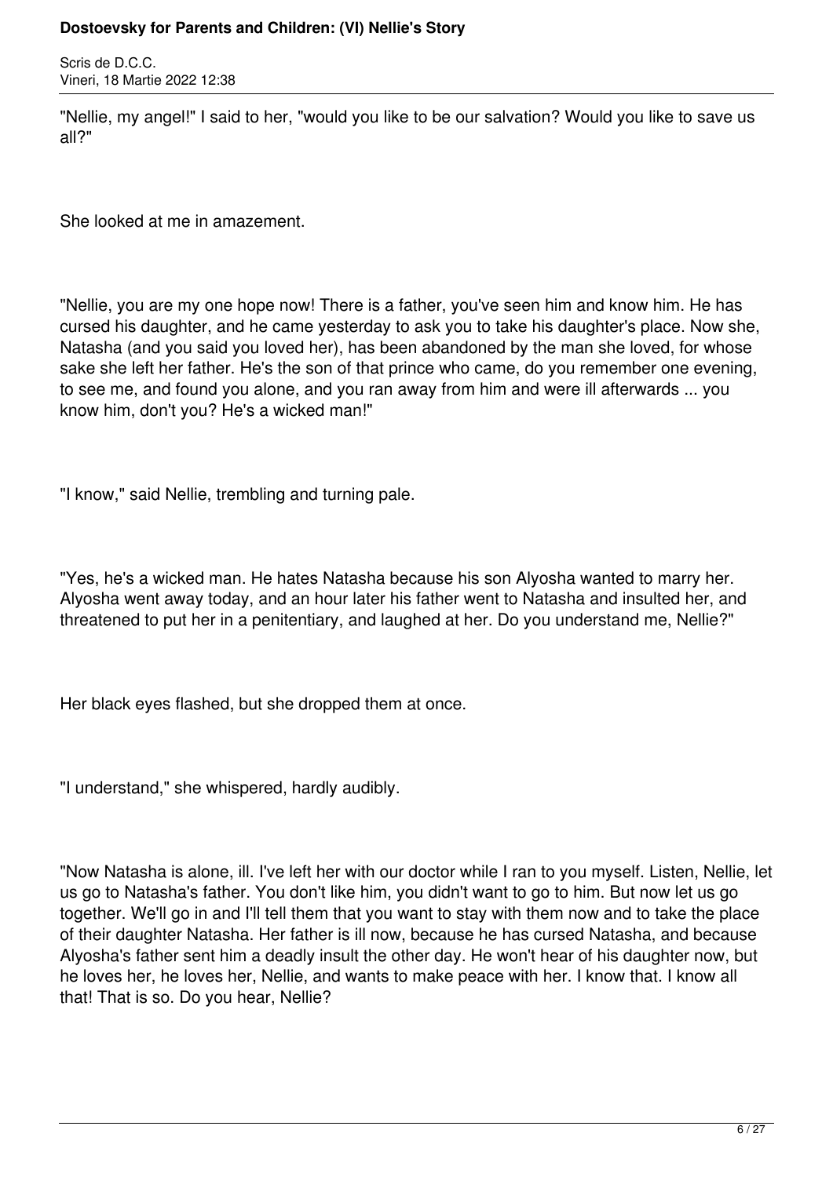"Nellie, my angel!" I said to her, "would you like to be our salvation? Would you like to save us all?"

She looked at me in amazement.

"Nellie, you are my one hope now! There is a father, you've seen him and know him. He has cursed his daughter, and he came yesterday to ask you to take his daughter's place. Now she, Natasha (and you said you loved her), has been abandoned by the man she loved, for whose sake she left her father. He's the son of that prince who came, do you remember one evening, to see me, and found you alone, and you ran away from him and were ill afterwards ... you know him, don't you? He's a wicked man!"

"I know," said Nellie, trembling and turning pale.

"Yes, he's a wicked man. He hates Natasha because his son Alyosha wanted to marry her. Alyosha went away today, and an hour later his father went to Natasha and insulted her, and threatened to put her in a penitentiary, and laughed at her. Do you understand me, Nellie?"

Her black eyes flashed, but she dropped them at once.

"I understand," she whispered, hardly audibly.

"Now Natasha is alone, ill. I've left her with our doctor while I ran to you myself. Listen, Nellie, let us go to Natasha's father. You don't like him, you didn't want to go to him. But now let us go together. We'll go in and I'll tell them that you want to stay with them now and to take the place of their daughter Natasha. Her father is ill now, because he has cursed Natasha, and because Alyosha's father sent him a deadly insult the other day. He won't hear of his daughter now, but he loves her, he loves her, Nellie, and wants to make peace with her. I know that. I know all that! That is so. Do you hear, Nellie?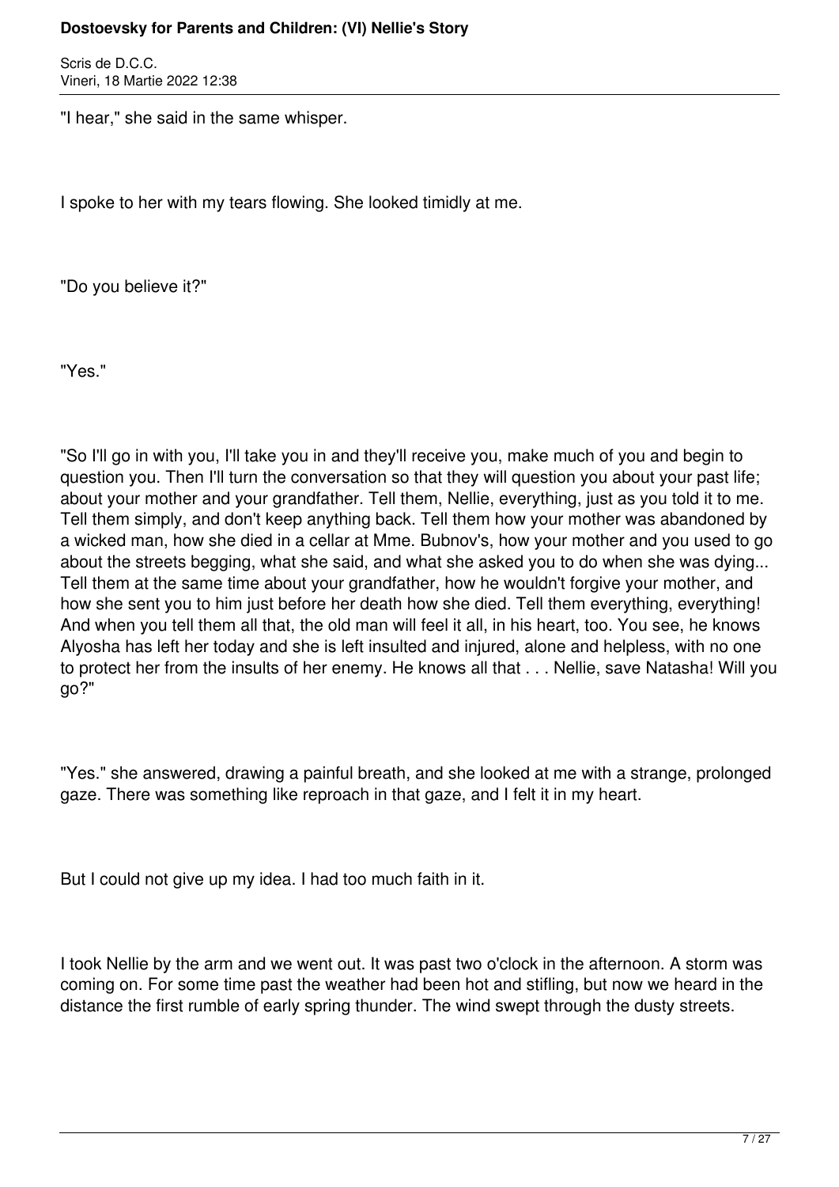"I hear," she said in the same whisper.

I spoke to her with my tears flowing. She looked timidly at me.

"Do you believe it?"

"Yes."

"So I'll go in with you, I'll take you in and they'll receive you, make much of you and begin to question you. Then I'll turn the conversation so that they will question you about your past life; about your mother and your grandfather. Tell them, Nellie, everything, just as you told it to me. Tell them simply, and don't keep anything back. Tell them how your mother was abandoned by a wicked man, how she died in a cellar at Mme. Bubnov's, how your mother and you used to go about the streets begging, what she said, and what she asked you to do when she was dying... Tell them at the same time about your grandfather, how he wouldn't forgive your mother, and how she sent you to him just before her death how she died. Tell them everything, everything! And when you tell them all that, the old man will feel it all, in his heart, too. You see, he knows Alyosha has left her today and she is left insulted and injured, alone and helpless, with no one to protect her from the insults of her enemy. He knows all that . . . Nellie, save Natasha! Will you go?"

"Yes." she answered, drawing a painful breath, and she looked at me with a strange, prolonged gaze. There was something like reproach in that gaze, and I felt it in my heart.

But I could not give up my idea. I had too much faith in it.

I took Nellie by the arm and we went out. It was past two o'clock in the afternoon. A storm was coming on. For some time past the weather had been hot and stifling, but now we heard in the distance the first rumble of early spring thunder. The wind swept through the dusty streets.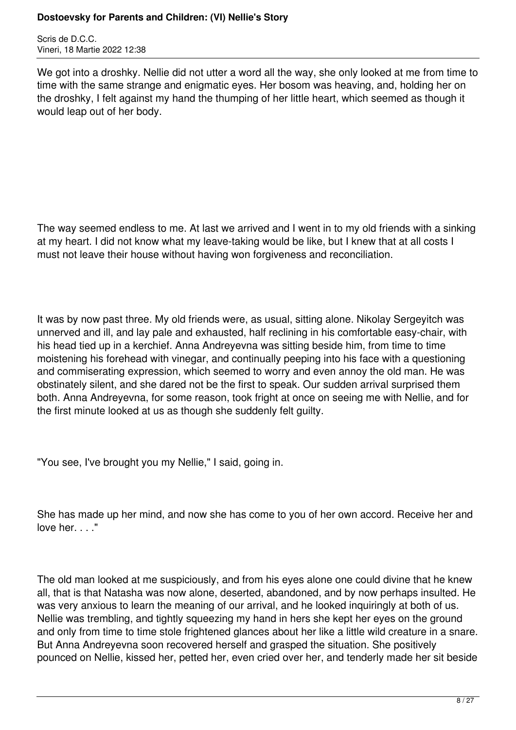We got into a droshky. Nellie did not utter a word all the way, she only looked at me from time to time with the same strange and enigmatic eyes. Her bosom was heaving, and, holding her on the droshky, I felt against my hand the thumping of her little heart, which seemed as though it would leap out of her body.

The way seemed endless to me. At last we arrived and I went in to my old friends with a sinking at my heart. I did not know what my leave-taking would be like, but I knew that at all costs I must not leave their house without having won forgiveness and reconciliation.

It was by now past three. My old friends were, as usual, sitting alone. Nikolay Sergeyitch was unnerved and ill, and lay pale and exhausted, half reclining in his comfortable easy-chair, with his head tied up in a kerchief. Anna Andreyevna was sitting beside him, from time to time moistening his forehead with vinegar, and continually peeping into his face with a questioning and commiserating expression, which seemed to worry and even annoy the old man. He was obstinately silent, and she dared not be the first to speak. Our sudden arrival surprised them both. Anna Andreyevna, for some reason, took fright at once on seeing me with Nellie, and for the first minute looked at us as though she suddenly felt guilty.

"You see, I've brought you my Nellie," I said, going in.

She has made up her mind, and now she has come to you of her own accord. Receive her and love her. . . ."

The old man looked at me suspiciously, and from his eyes alone one could divine that he knew all, that is that Natasha was now alone, deserted, abandoned, and by now perhaps insulted. He was very anxious to learn the meaning of our arrival, and he looked inquiringly at both of us. Nellie was trembling, and tightly squeezing my hand in hers she kept her eyes on the ground and only from time to time stole frightened glances about her like a little wild creature in a snare. But Anna Andreyevna soon recovered herself and grasped the situation. She positively pounced on Nellie, kissed her, petted her, even cried over her, and tenderly made her sit beside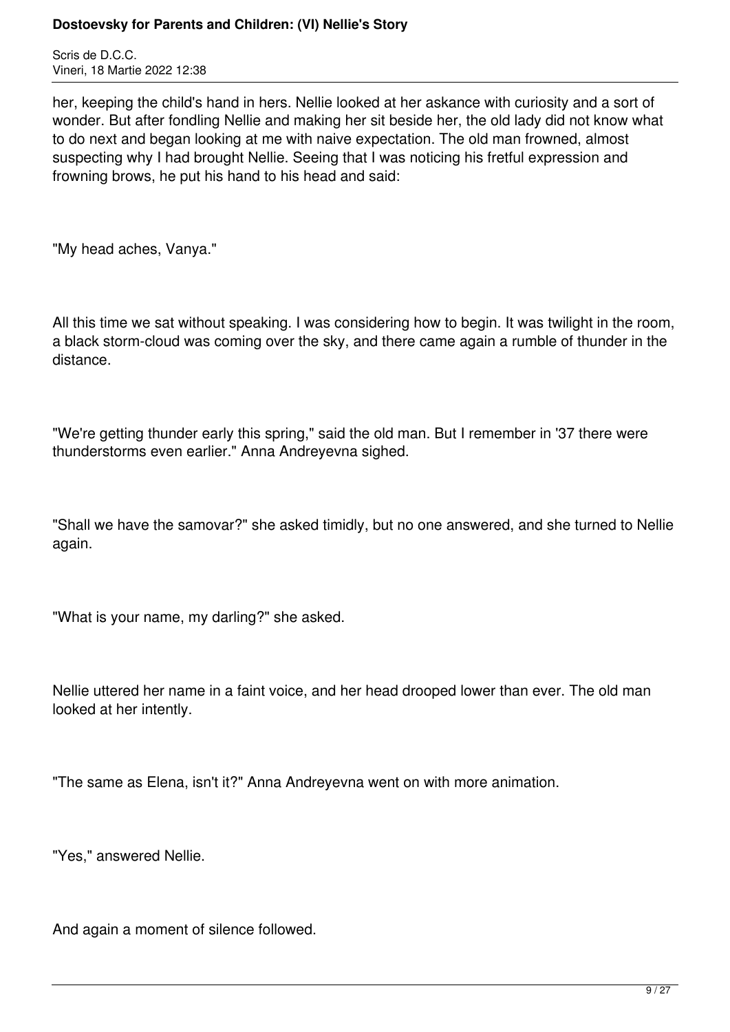her, keeping the child's hand in hers. Nellie looked at her askance with curiosity and a sort of wonder. But after fondling Nellie and making her sit beside her, the old lady did not know what to do next and began looking at me with naive expectation. The old man frowned, almost suspecting why I had brought Nellie. Seeing that I was noticing his fretful expression and frowning brows, he put his hand to his head and said:

"My head aches, Vanya."

All this time we sat without speaking. I was considering how to begin. It was twilight in the room, a black storm-cloud was coming over the sky, and there came again a rumble of thunder in the distance.

"We're getting thunder early this spring," said the old man. But I remember in '37 there were thunderstorms even earlier." Anna Andreyevna sighed.

"Shall we have the samovar?" she asked timidly, but no one answered, and she turned to Nellie again.

"What is your name, my darling?" she asked.

Nellie uttered her name in a faint voice, and her head drooped lower than ever. The old man looked at her intently.

"The same as Elena, isn't it?" Anna Andreyevna went on with more animation.

"Yes," answered Nellie.

And again a moment of silence followed.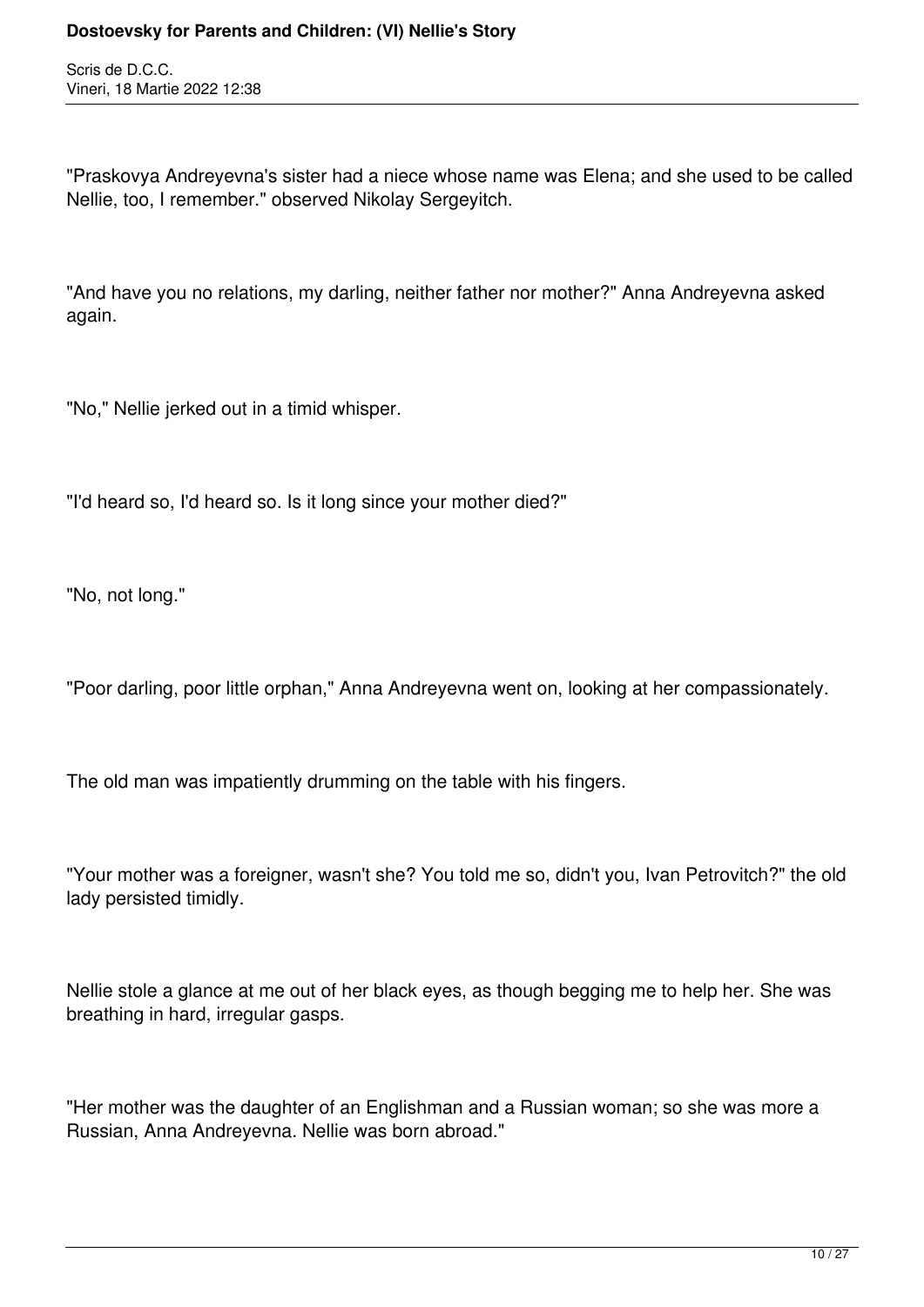"Praskovya Andreyevna's sister had a niece whose name was Elena; and she used to be called Nellie, too, I remember." observed Nikolay Sergeyitch.

"And have you no relations, my darling, neither father nor mother?" Anna Andreyevna asked again.

"No," Nellie jerked out in a timid whisper.

"I'd heard so, I'd heard so. Is it long since your mother died?"

"No, not long."

"Poor darling, poor little orphan," Anna Andreyevna went on, looking at her compassionately.

The old man was impatiently drumming on the table with his fingers.

"Your mother was a foreigner, wasn't she? You told me so, didn't you, Ivan Petrovitch?" the old lady persisted timidly.

Nellie stole a glance at me out of her black eyes, as though begging me to help her. She was breathing in hard, irregular gasps.

"Her mother was the daughter of an Englishman and a Russian woman; so she was more a Russian, Anna Andreyevna. Nellie was born abroad."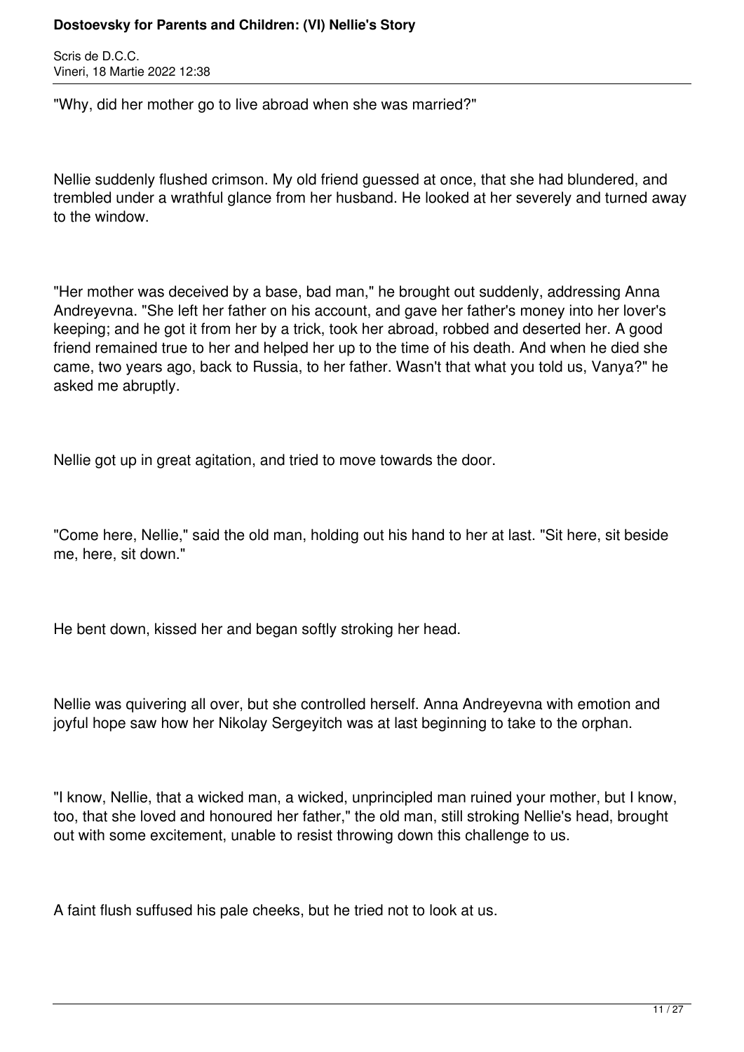"Why, did her mother go to live abroad when she was married?"

Nellie suddenly flushed crimson. My old friend guessed at once, that she had blundered, and trembled under a wrathful glance from her husband. He looked at her severely and turned away to the window.

"Her mother was deceived by a base, bad man," he brought out suddenly, addressing Anna Andreyevna. "She left her father on his account, and gave her father's money into her lover's keeping; and he got it from her by a trick, took her abroad, robbed and deserted her. A good friend remained true to her and helped her up to the time of his death. And when he died she came, two years ago, back to Russia, to her father. Wasn't that what you told us, Vanya?" he asked me abruptly.

Nellie got up in great agitation, and tried to move towards the door.

"Come here, Nellie," said the old man, holding out his hand to her at last. "Sit here, sit beside me, here, sit down."

He bent down, kissed her and began softly stroking her head.

Nellie was quivering all over, but she controlled herself. Anna Andreyevna with emotion and joyful hope saw how her Nikolay Sergeyitch was at last beginning to take to the orphan.

"I know, Nellie, that a wicked man, a wicked, unprincipled man ruined your mother, but I know, too, that she loved and honoured her father," the old man, still stroking Nellie's head, brought out with some excitement, unable to resist throwing down this challenge to us.

A faint flush suffused his pale cheeks, but he tried not to look at us.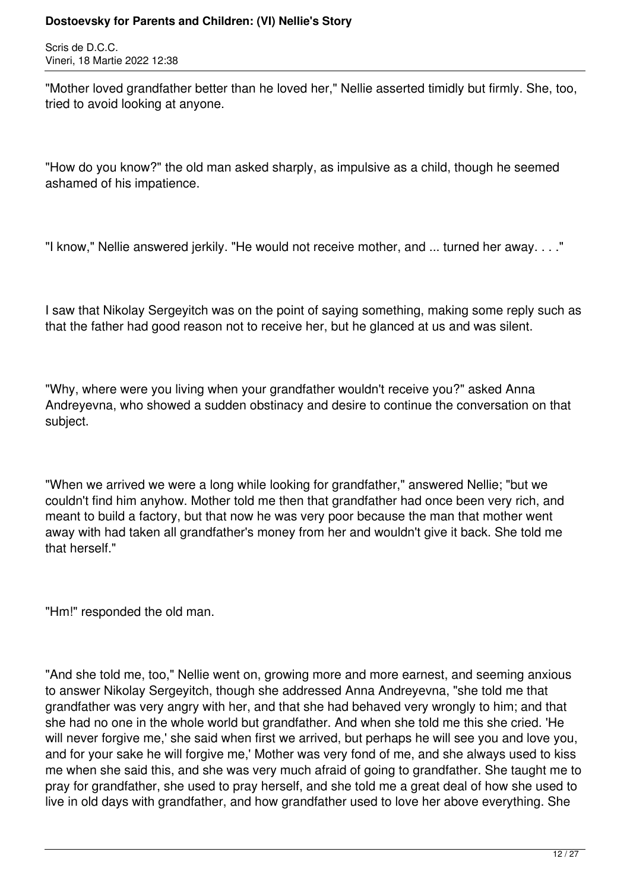"Mother loved grandfather better than he loved her," Nellie asserted timidly but firmly. She, too, tried to avoid looking at anyone.

"How do you know?" the old man asked sharply, as impulsive as a child, though he seemed ashamed of his impatience.

"I know," Nellie answered jerkily. "He would not receive mother, and ... turned her away. . . ."

I saw that Nikolay Sergeyitch was on the point of saying something, making some reply such as that the father had good reason not to receive her, but he glanced at us and was silent.

"Why, where were you living when your grandfather wouldn't receive you?" asked Anna Andreyevna, who showed a sudden obstinacy and desire to continue the conversation on that subject.

"When we arrived we were a long while looking for grandfather," answered Nellie; "but we couldn't find him anyhow. Mother told me then that grandfather had once been very rich, and meant to build a factory, but that now he was very poor because the man that mother went away with had taken all grandfather's money from her and wouldn't give it back. She told me that herself."

"Hm!" responded the old man.

"And she told me, too," Nellie went on, growing more and more earnest, and seeming anxious to answer Nikolay Sergeyitch, though she addressed Anna Andreyevna, "she told me that grandfather was very angry with her, and that she had behaved very wrongly to him; and that she had no one in the whole world but grandfather. And when she told me this she cried. 'He will never forgive me,' she said when first we arrived, but perhaps he will see you and love you, and for your sake he will forgive me,' Mother was very fond of me, and she always used to kiss me when she said this, and she was very much afraid of going to grandfather. She taught me to pray for grandfather, she used to pray herself, and she told me a great deal of how she used to live in old days with grandfather, and how grandfather used to love her above everything. She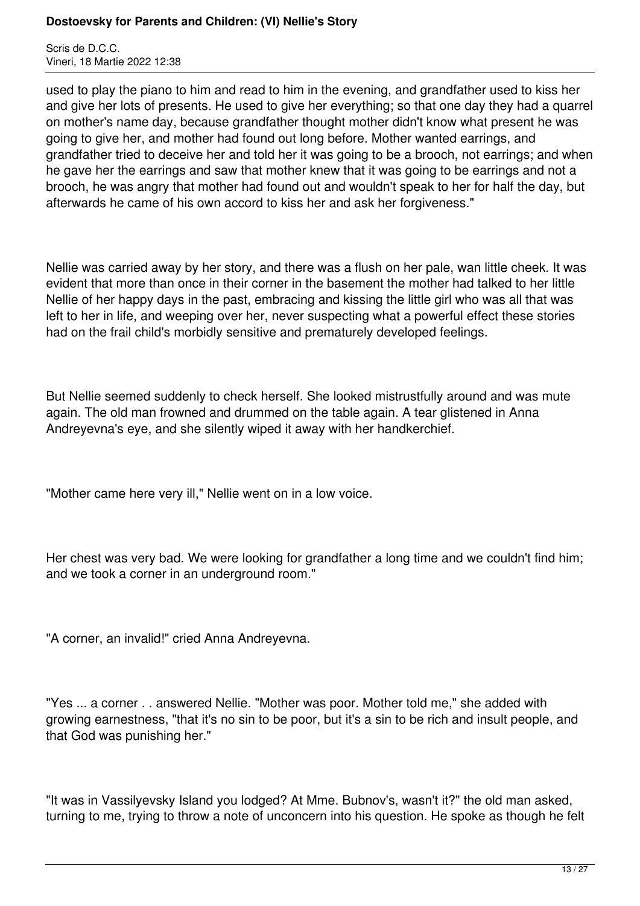used to play the piano to him and read to him in the evening, and grandfather used to kiss her and give her lots of presents. He used to give her everything; so that one day they had a quarrel on mother's name day, because grandfather thought mother didn't know what present he was going to give her, and mother had found out long before. Mother wanted earrings, and grandfather tried to deceive her and told her it was going to be a brooch, not earrings; and when he gave her the earrings and saw that mother knew that it was going to be earrings and not a brooch, he was angry that mother had found out and wouldn't speak to her for half the day, but afterwards he came of his own accord to kiss her and ask her forgiveness."

Nellie was carried away by her story, and there was a flush on her pale, wan little cheek. It was evident that more than once in their corner in the basement the mother had talked to her little Nellie of her happy days in the past, embracing and kissing the little girl who was all that was left to her in life, and weeping over her, never suspecting what a powerful effect these stories had on the frail child's morbidly sensitive and prematurely developed feelings.

But Nellie seemed suddenly to check herself. She looked mistrustfully around and was mute again. The old man frowned and drummed on the table again. A tear glistened in Anna Andreyevna's eye, and she silently wiped it away with her handkerchief.

"Mother came here very ill," Nellie went on in a low voice.

Her chest was very bad. We were looking for grandfather a long time and we couldn't find him; and we took a corner in an underground room."

"A corner, an invalid!" cried Anna Andreyevna.

"Yes ... a corner . . answered Nellie. "Mother was poor. Mother told me," she added with growing earnestness, "that it's no sin to be poor, but it's a sin to be rich and insult people, and that God was punishing her."

"It was in Vassilyevsky Island you lodged? At Mme. Bubnov's, wasn't it?" the old man asked, turning to me, trying to throw a note of unconcern into his question. He spoke as though he felt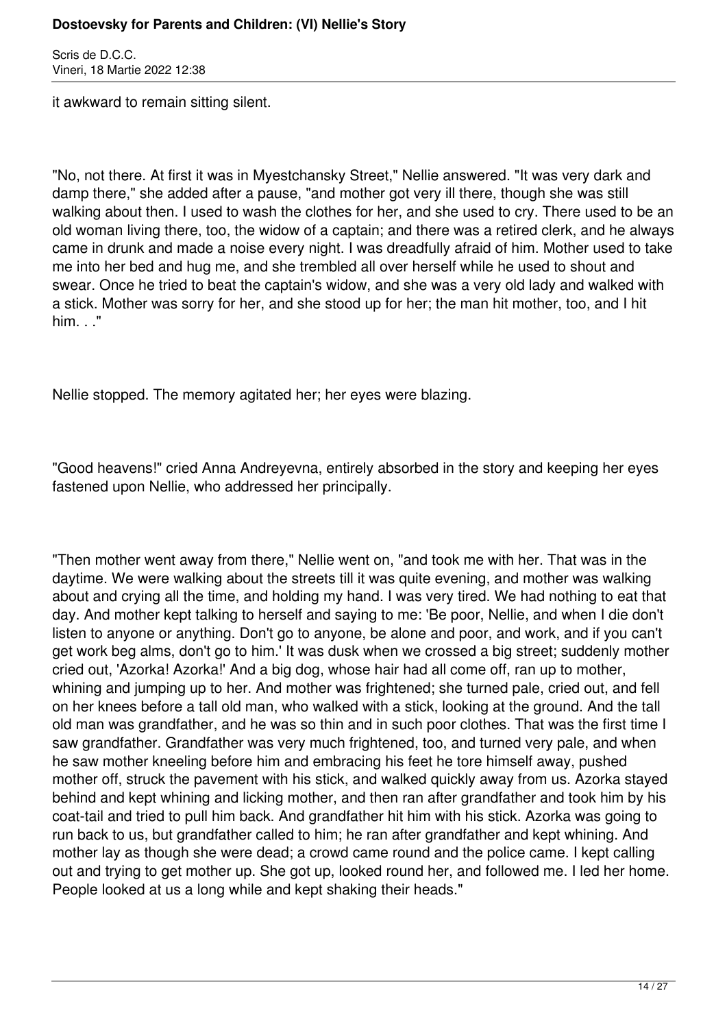it awkward to remain sitting silent.

"No, not there. At first it was in Myestchansky Street," Nellie answered. "It was very dark and damp there," she added after a pause, "and mother got very ill there, though she was still walking about then. I used to wash the clothes for her, and she used to cry. There used to be an old woman living there, too, the widow of a captain; and there was a retired clerk, and he always came in drunk and made a noise every night. I was dreadfully afraid of him. Mother used to take me into her bed and hug me, and she trembled all over herself while he used to shout and swear. Once he tried to beat the captain's widow, and she was a very old lady and walked with a stick. Mother was sorry for her, and she stood up for her; the man hit mother, too, and I hit him. . ."

Nellie stopped. The memory agitated her; her eyes were blazing.

"Good heavens!" cried Anna Andreyevna, entirely absorbed in the story and keeping her eyes fastened upon Nellie, who addressed her principally.

"Then mother went away from there," Nellie went on, "and took me with her. That was in the daytime. We were walking about the streets till it was quite evening, and mother was walking about and crying all the time, and holding my hand. I was very tired. We had nothing to eat that day. And mother kept talking to herself and saying to me: 'Be poor, Nellie, and when I die don't listen to anyone or anything. Don't go to anyone, be alone and poor, and work, and if you can't get work beg alms, don't go to him.' It was dusk when we crossed a big street; suddenly mother cried out, 'Azorka! Azorka!' And a big dog, whose hair had all come off, ran up to mother, whining and jumping up to her. And mother was frightened; she turned pale, cried out, and fell on her knees before a tall old man, who walked with a stick, looking at the ground. And the tall old man was grandfather, and he was so thin and in such poor clothes. That was the first time I saw grandfather. Grandfather was very much frightened, too, and turned very pale, and when he saw mother kneeling before him and embracing his feet he tore himself away, pushed mother off, struck the pavement with his stick, and walked quickly away from us. Azorka stayed behind and kept whining and licking mother, and then ran after grandfather and took him by his coat-tail and tried to pull him back. And grandfather hit him with his stick. Azorka was going to run back to us, but grandfather called to him; he ran after grandfather and kept whining. And mother lay as though she were dead; a crowd came round and the police came. I kept calling out and trying to get mother up. She got up, looked round her, and followed me. I led her home. People looked at us a long while and kept shaking their heads."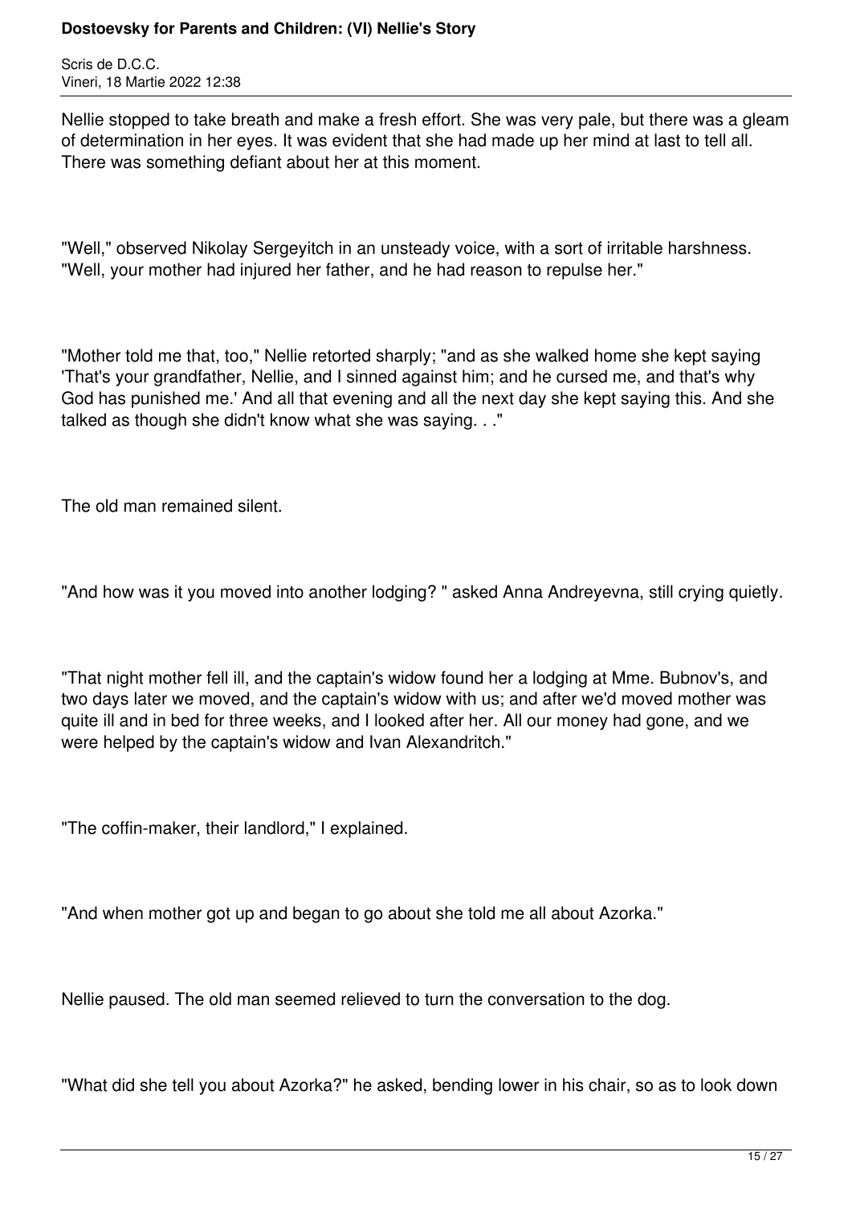Nellie stopped to take breath and make a fresh effort. She was very pale, but there was a gleam of determination in her eyes. It was evident that she had made up her mind at last to tell all. There was something defiant about her at this moment.

"Well," observed Nikolay Sergeyitch in an unsteady voice, with a sort of irritable harshness. "Well, your mother had injured her father, and he had reason to repulse her."

"Mother told me that, too," Nellie retorted sharply; "and as she walked home she kept saying 'That's your grandfather, Nellie, and I sinned against him; and he cursed me, and that's why God has punished me.' And all that evening and all the next day she kept saying this. And she talked as though she didn't know what she was saying. . ."

The old man remained silent.

"And how was it you moved into another lodging? " asked Anna Andreyevna, still crying quietly.

"That night mother fell ill, and the captain's widow found her a lodging at Mme. Bubnov's, and two days later we moved, and the captain's widow with us; and after we'd moved mother was quite ill and in bed for three weeks, and I looked after her. All our money had gone, and we were helped by the captain's widow and Ivan Alexandritch."

"The coffin-maker, their landlord," I explained.

"And when mother got up and began to go about she told me all about Azorka."

Nellie paused. The old man seemed relieved to turn the conversation to the dog.

"What did she tell you about Azorka?" he asked, bending lower in his chair, so as to look down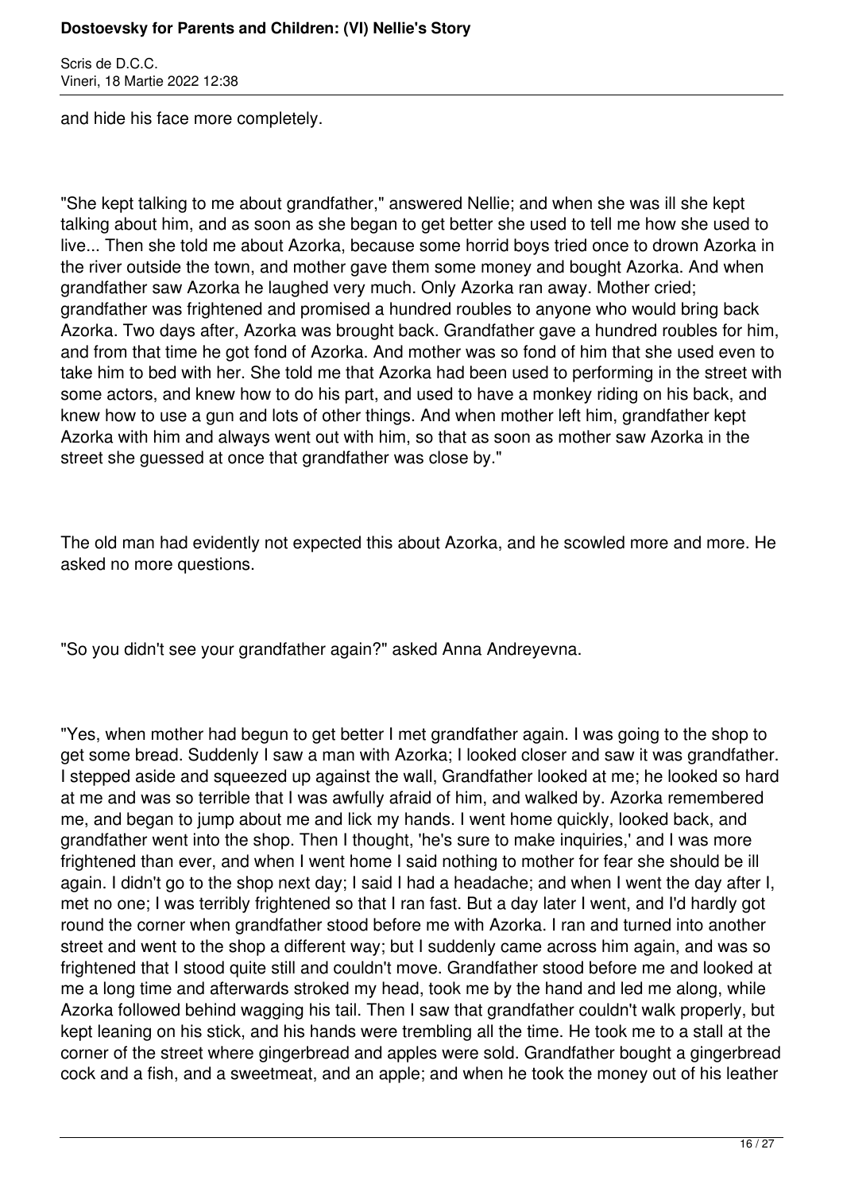and hide his face more completely.

"She kept talking to me about grandfather," answered Nellie; and when she was ill she kept talking about him, and as soon as she began to get better she used to tell me how she used to live... Then she told me about Azorka, because some horrid boys tried once to drown Azorka in the river outside the town, and mother gave them some money and bought Azorka. And when grandfather saw Azorka he laughed very much. Only Azorka ran away. Mother cried; grandfather was frightened and promised a hundred roubles to anyone who would bring back Azorka. Two days after, Azorka was brought back. Grandfather gave a hundred roubles for him, and from that time he got fond of Azorka. And mother was so fond of him that she used even to take him to bed with her. She told me that Azorka had been used to performing in the street with some actors, and knew how to do his part, and used to have a monkey riding on his back, and knew how to use a gun and lots of other things. And when mother left him, grandfather kept Azorka with him and always went out with him, so that as soon as mother saw Azorka in the street she guessed at once that grandfather was close by."

The old man had evidently not expected this about Azorka, and he scowled more and more. He asked no more questions.

"So you didn't see your grandfather again?" asked Anna Andreyevna.

"Yes, when mother had begun to get better I met grandfather again. I was going to the shop to get some bread. Suddenly I saw a man with Azorka; I looked closer and saw it was grandfather. I stepped aside and squeezed up against the wall, Grandfather looked at me; he looked so hard at me and was so terrible that I was awfully afraid of him, and walked by. Azorka remembered me, and began to jump about me and lick my hands. I went home quickly, looked back, and grandfather went into the shop. Then I thought, 'he's sure to make inquiries,' and I was more frightened than ever, and when I went home I said nothing to mother for fear she should be ill again. I didn't go to the shop next day; I said I had a headache; and when I went the day after I, met no one; I was terribly frightened so that I ran fast. But a day later I went, and I'd hardly got round the corner when grandfather stood before me with Azorka. I ran and turned into another street and went to the shop a different way; but I suddenly came across him again, and was so frightened that I stood quite still and couldn't move. Grandfather stood before me and looked at me a long time and afterwards stroked my head, took me by the hand and led me along, while Azorka followed behind wagging his tail. Then I saw that grandfather couldn't walk properly, but kept leaning on his stick, and his hands were trembling all the time. He took me to a stall at the corner of the street where gingerbread and apples were sold. Grandfather bought a gingerbread cock and a fish, and a sweetmeat, and an apple; and when he took the money out of his leather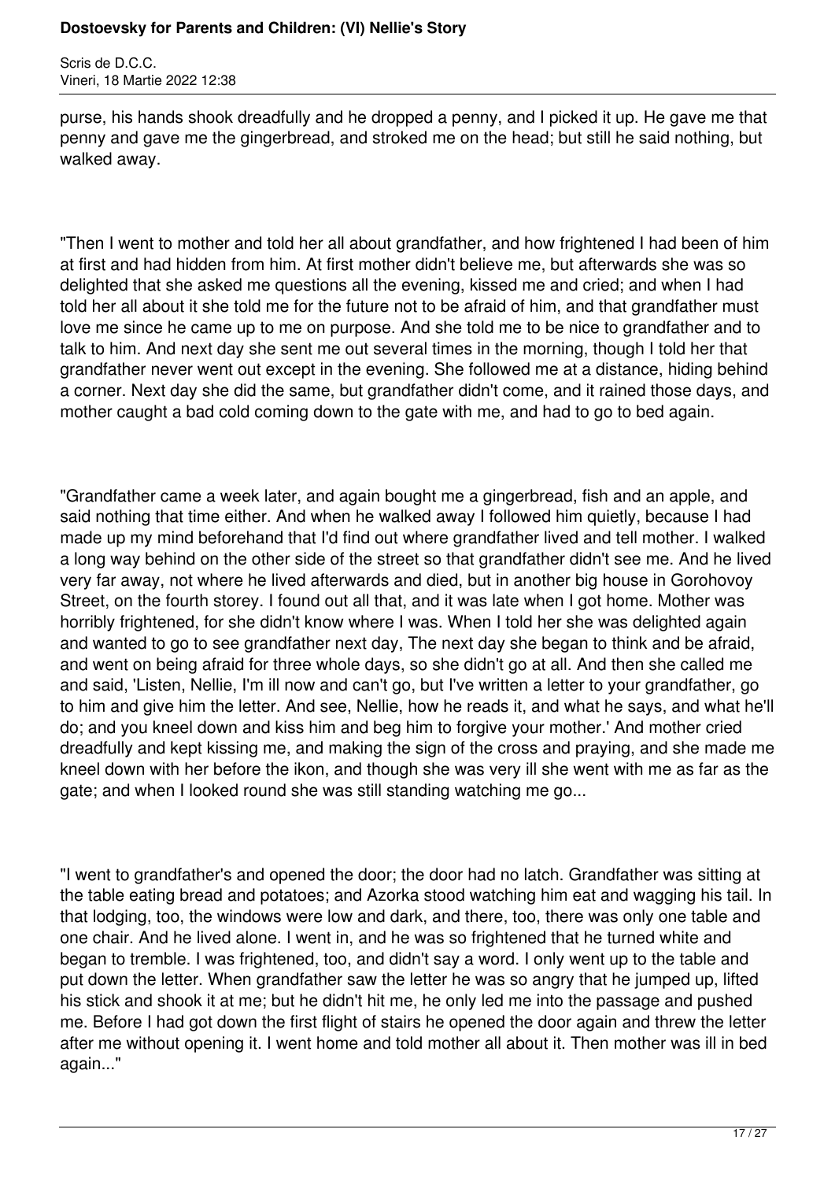purse, his hands shook dreadfully and he dropped a penny, and I picked it up. He gave me that penny and gave me the gingerbread, and stroked me on the head; but still he said nothing, but walked away.

"Then I went to mother and told her all about grandfather, and how frightened I had been of him at first and had hidden from him. At first mother didn't believe me, but afterwards she was so delighted that she asked me questions all the evening, kissed me and cried; and when I had told her all about it she told me for the future not to be afraid of him, and that grandfather must love me since he came up to me on purpose. And she told me to be nice to grandfather and to talk to him. And next day she sent me out several times in the morning, though I told her that grandfather never went out except in the evening. She followed me at a distance, hiding behind a corner. Next day she did the same, but grandfather didn't come, and it rained those days, and mother caught a bad cold coming down to the gate with me, and had to go to bed again.

"Grandfather came a week later, and again bought me a gingerbread, fish and an apple, and said nothing that time either. And when he walked away I followed him quietly, because I had made up my mind beforehand that I'd find out where grandfather lived and tell mother. I walked a long way behind on the other side of the street so that grandfather didn't see me. And he lived very far away, not where he lived afterwards and died, but in another big house in Gorohovoy Street, on the fourth storey. I found out all that, and it was late when I got home. Mother was horribly frightened, for she didn't know where I was. When I told her she was delighted again and wanted to go to see grandfather next day, The next day she began to think and be afraid, and went on being afraid for three whole days, so she didn't go at all. And then she called me and said, 'Listen, Nellie, I'm ill now and can't go, but I've written a letter to your grandfather, go to him and give him the letter. And see, Nellie, how he reads it, and what he says, and what he'll do; and you kneel down and kiss him and beg him to forgive your mother.' And mother cried dreadfully and kept kissing me, and making the sign of the cross and praying, and she made me kneel down with her before the ikon, and though she was very ill she went with me as far as the gate; and when I looked round she was still standing watching me go...

"I went to grandfather's and opened the door; the door had no latch. Grandfather was sitting at the table eating bread and potatoes; and Azorka stood watching him eat and wagging his tail. In that lodging, too, the windows were low and dark, and there, too, there was only one table and one chair. And he lived alone. I went in, and he was so frightened that he turned white and began to tremble. I was frightened, too, and didn't say a word. I only went up to the table and put down the letter. When grandfather saw the letter he was so angry that he jumped up, lifted his stick and shook it at me; but he didn't hit me, he only led me into the passage and pushed me. Before I had got down the first flight of stairs he opened the door again and threw the letter after me without opening it. I went home and told mother all about it. Then mother was ill in bed again..."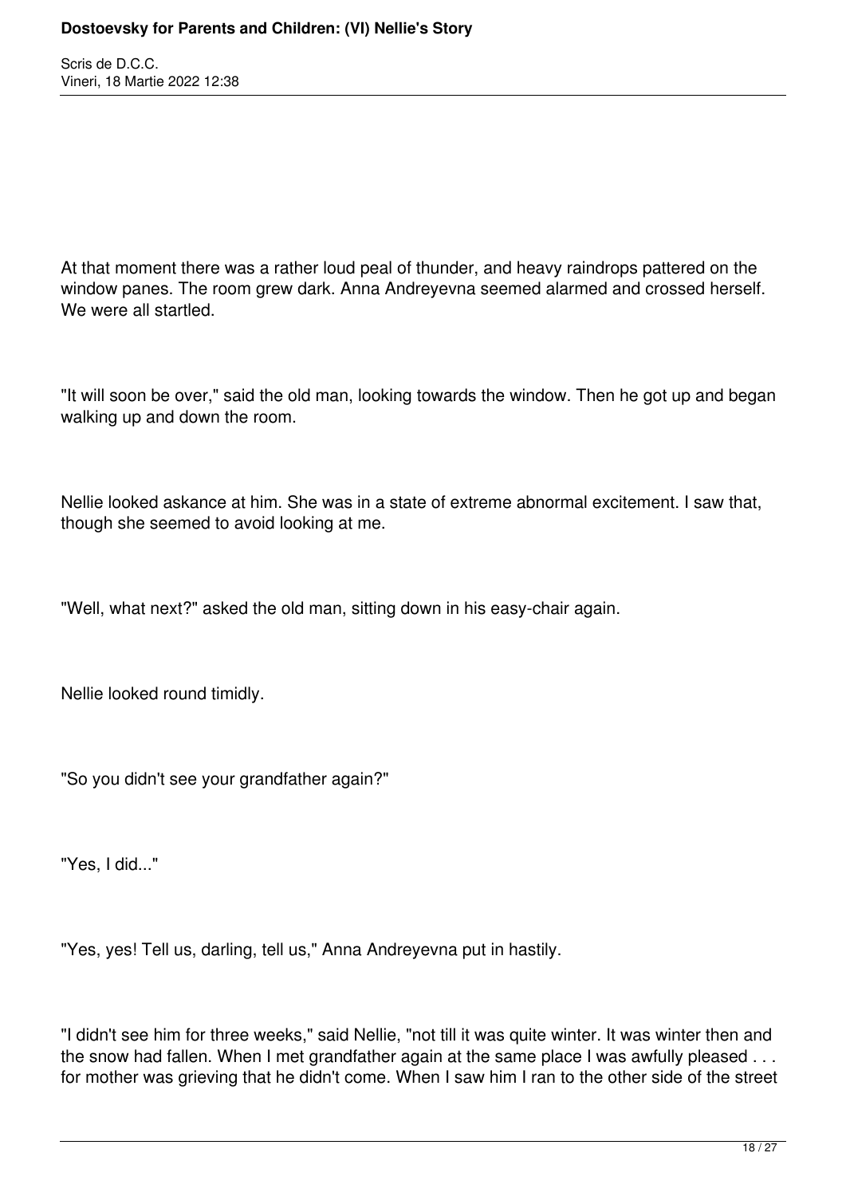At that moment there was a rather loud peal of thunder, and heavy raindrops pattered on the window panes. The room grew dark. Anna Andreyevna seemed alarmed and crossed herself. We were all startled.

"It will soon be over," said the old man, looking towards the window. Then he got up and began walking up and down the room.

Nellie looked askance at him. She was in a state of extreme abnormal excitement. I saw that, though she seemed to avoid looking at me.

"Well, what next?" asked the old man, sitting down in his easy-chair again.

Nellie looked round timidly.

"So you didn't see your grandfather again?"

"Yes, I did..."

"Yes, yes! Tell us, darling, tell us," Anna Andreyevna put in hastily.

"I didn't see him for three weeks," said Nellie, "not till it was quite winter. It was winter then and the snow had fallen. When I met grandfather again at the same place I was awfully pleased . . . for mother was grieving that he didn't come. When I saw him I ran to the other side of the street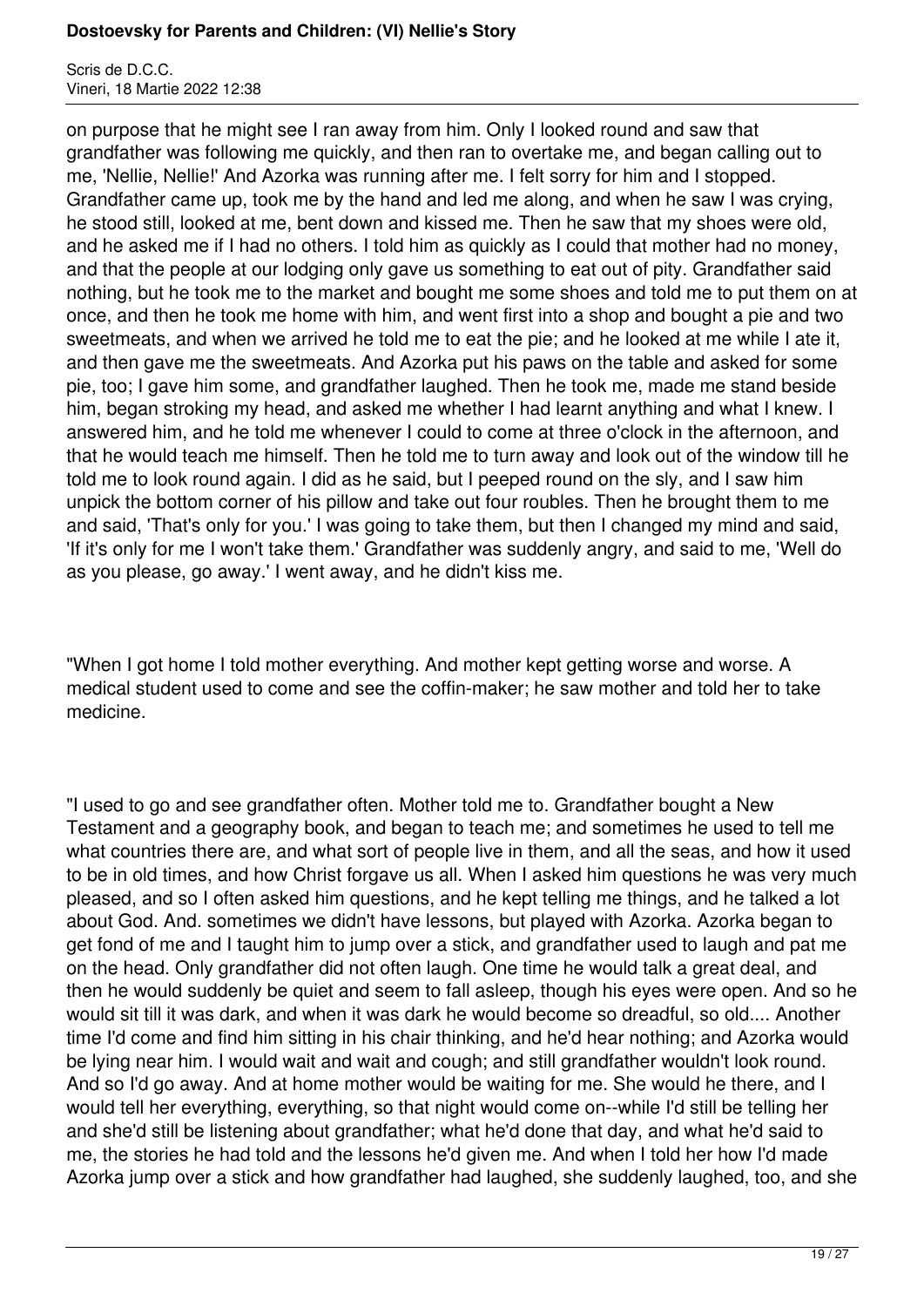on purpose that he might see I ran away from him. Only I looked round and saw that grandfather was following me quickly, and then ran to overtake me, and began calling out to me, 'Nellie, Nellie!' And Azorka was running after me. I felt sorry for him and I stopped. Grandfather came up, took me by the hand and led me along, and when he saw I was crying, he stood still, looked at me, bent down and kissed me. Then he saw that my shoes were old, and he asked me if I had no others. I told him as quickly as I could that mother had no money, and that the people at our lodging only gave us something to eat out of pity. Grandfather said nothing, but he took me to the market and bought me some shoes and told me to put them on at once, and then he took me home with him, and went first into a shop and bought a pie and two sweetmeats, and when we arrived he told me to eat the pie; and he looked at me while I ate it, and then gave me the sweetmeats. And Azorka put his paws on the table and asked for some pie, too; I gave him some, and grandfather laughed. Then he took me, made me stand beside him, began stroking my head, and asked me whether I had learnt anything and what I knew. I answered him, and he told me whenever I could to come at three o'clock in the afternoon, and that he would teach me himself. Then he told me to turn away and look out of the window till he told me to look round again. I did as he said, but I peeped round on the sly, and I saw him unpick the bottom corner of his pillow and take out four roubles. Then he brought them to me and said, 'That's only for you.' I was going to take them, but then I changed my mind and said, 'If it's only for me I won't take them.' Grandfather was suddenly angry, and said to me, 'Well do as you please, go away.' I went away, and he didn't kiss me.

"When I got home I told mother everything. And mother kept getting worse and worse. A medical student used to come and see the coffin-maker; he saw mother and told her to take medicine.

"I used to go and see grandfather often. Mother told me to. Grandfather bought a New Testament and a geography book, and began to teach me; and sometimes he used to tell me what countries there are, and what sort of people live in them, and all the seas, and how it used to be in old times, and how Christ forgave us all. When I asked him questions he was very much pleased, and so I often asked him questions, and he kept telling me things, and he talked a lot about God. And. sometimes we didn't have lessons, but played with Azorka. Azorka began to get fond of me and I taught him to jump over a stick, and grandfather used to laugh and pat me on the head. Only grandfather did not often laugh. One time he would talk a great deal, and then he would suddenly be quiet and seem to fall asleep, though his eyes were open. And so he would sit till it was dark, and when it was dark he would become so dreadful, so old.... Another time I'd come and find him sitting in his chair thinking, and he'd hear nothing; and Azorka would be lying near him. I would wait and wait and cough; and still grandfather wouldn't look round. And so I'd go away. And at home mother would be waiting for me. She would he there, and I would tell her everything, everything, so that night would come on--while I'd still be telling her and she'd still be listening about grandfather; what he'd done that day, and what he'd said to me, the stories he had told and the lessons he'd given me. And when I told her how I'd made Azorka jump over a stick and how grandfather had laughed, she suddenly laughed, too, and she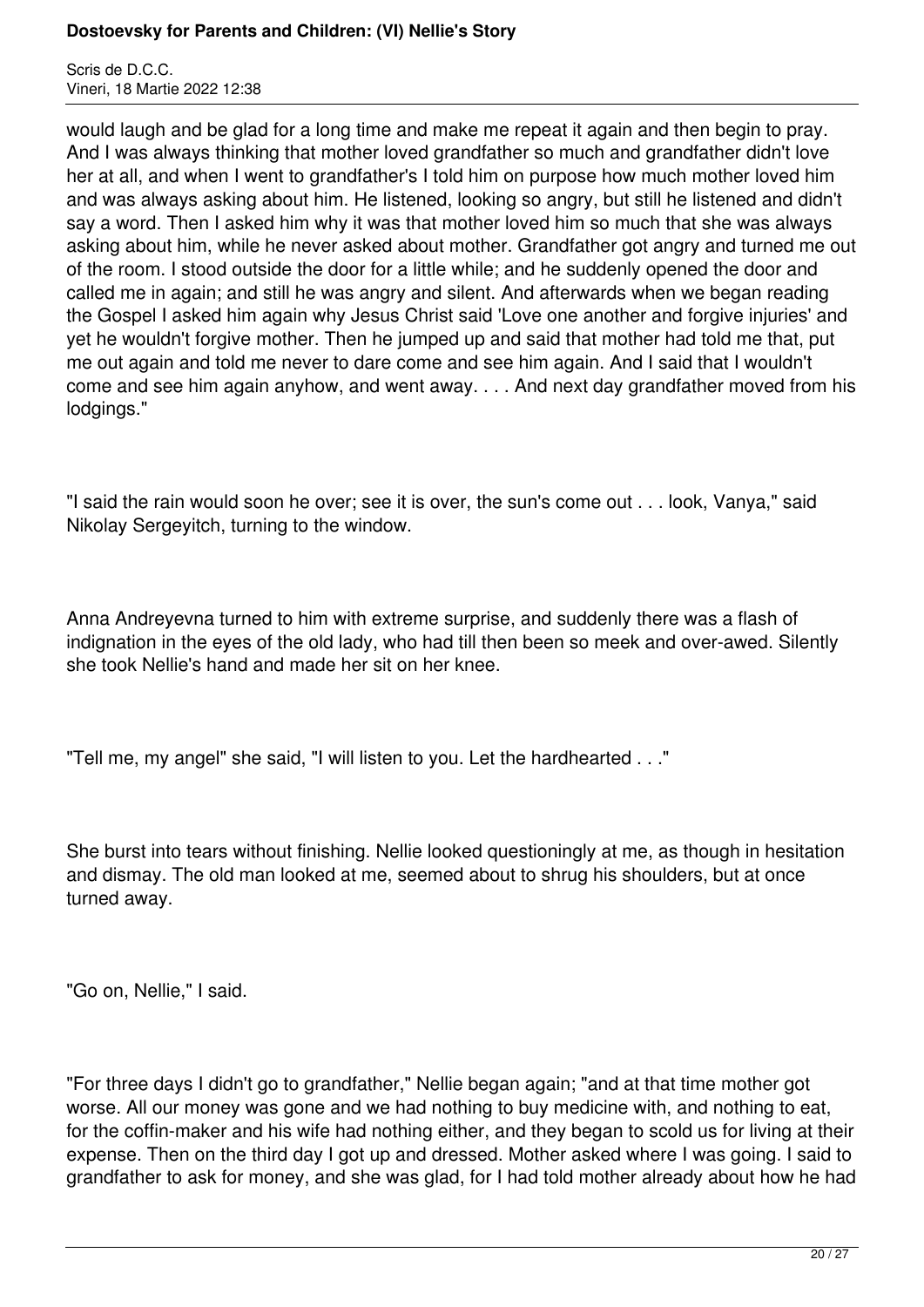would laugh and be glad for a long time and make me repeat it again and then begin to pray. And I was always thinking that mother loved grandfather so much and grandfather didn't love her at all, and when I went to grandfather's I told him on purpose how much mother loved him and was always asking about him. He listened, looking so angry, but still he listened and didn't say a word. Then I asked him why it was that mother loved him so much that she was always asking about him, while he never asked about mother. Grandfather got angry and turned me out of the room. I stood outside the door for a little while; and he suddenly opened the door and called me in again; and still he was angry and silent. And afterwards when we began reading the Gospel I asked him again why Jesus Christ said 'Love one another and forgive injuries' and yet he wouldn't forgive mother. Then he jumped up and said that mother had told me that, put me out again and told me never to dare come and see him again. And I said that I wouldn't come and see him again anyhow, and went away. . . . And next day grandfather moved from his lodgings."

"I said the rain would soon he over; see it is over, the sun's come out . . . look, Vanya," said Nikolay Sergeyitch, turning to the window.

Anna Andreyevna turned to him with extreme surprise, and suddenly there was a flash of indignation in the eyes of the old lady, who had till then been so meek and over-awed. Silently she took Nellie's hand and made her sit on her knee.

"Tell me, my angel" she said, "I will listen to you. Let the hardhearted . . ."

She burst into tears without finishing. Nellie looked questioningly at me, as though in hesitation and dismay. The old man looked at me, seemed about to shrug his shoulders, but at once turned away.

"Go on, Nellie," I said.

"For three days I didn't go to grandfather," Nellie began again; "and at that time mother got worse. All our money was gone and we had nothing to buy medicine with, and nothing to eat, for the coffin-maker and his wife had nothing either, and they began to scold us for living at their expense. Then on the third day I got up and dressed. Mother asked where I was going. I said to grandfather to ask for money, and she was glad, for I had told mother already about how he had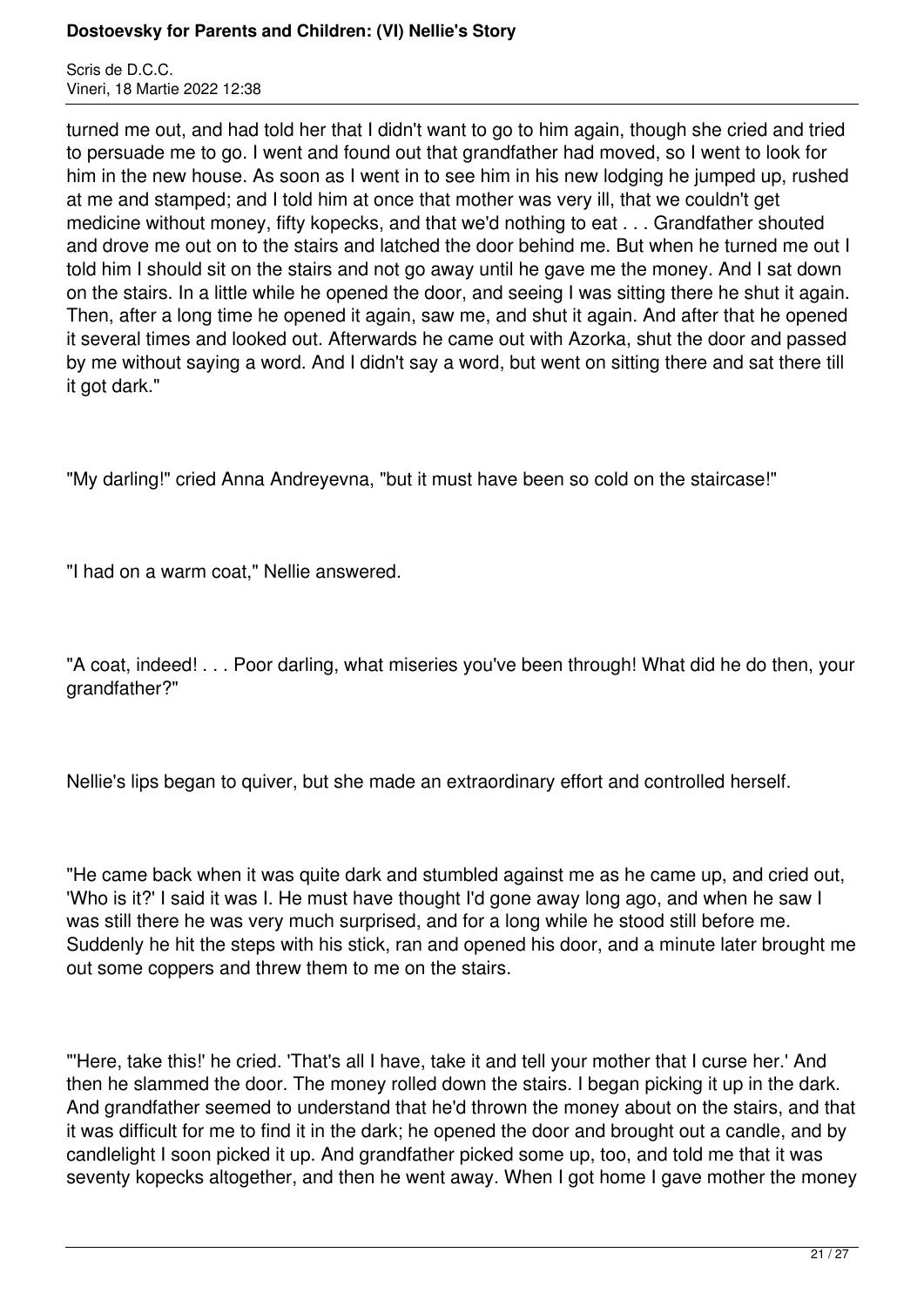turned me out, and had told her that I didn't want to go to him again, though she cried and tried to persuade me to go. I went and found out that grandfather had moved, so I went to look for him in the new house. As soon as I went in to see him in his new lodging he jumped up, rushed at me and stamped; and I told him at once that mother was very ill, that we couldn't get medicine without money, fifty kopecks, and that we'd nothing to eat . . . Grandfather shouted and drove me out on to the stairs and latched the door behind me. But when he turned me out I told him I should sit on the stairs and not go away until he gave me the money. And I sat down on the stairs. In a little while he opened the door, and seeing I was sitting there he shut it again. Then, after a long time he opened it again, saw me, and shut it again. And after that he opened it several times and looked out. Afterwards he came out with Azorka, shut the door and passed by me without saying a word. And I didn't say a word, but went on sitting there and sat there till it got dark."

"My darling!" cried Anna Andreyevna, "but it must have been so cold on the staircase!"

"I had on a warm coat," Nellie answered.

"A coat, indeed! . . . Poor darling, what miseries you've been through! What did he do then, your grandfather?"

Nellie's lips began to quiver, but she made an extraordinary effort and controlled herself.

"He came back when it was quite dark and stumbled against me as he came up, and cried out, 'Who is it?' I said it was I. He must have thought I'd gone away long ago, and when he saw I was still there he was very much surprised, and for a long while he stood still before me. Suddenly he hit the steps with his stick, ran and opened his door, and a minute later brought me out some coppers and threw them to me on the stairs.

"'Here, take this!' he cried. 'That's all I have, take it and tell your mother that I curse her.' And then he slammed the door. The money rolled down the stairs. I began picking it up in the dark. And grandfather seemed to understand that he'd thrown the money about on the stairs, and that it was difficult for me to find it in the dark; he opened the door and brought out a candle, and by candlelight I soon picked it up. And grandfather picked some up, too, and told me that it was seventy kopecks altogether, and then he went away. When I got home I gave mother the money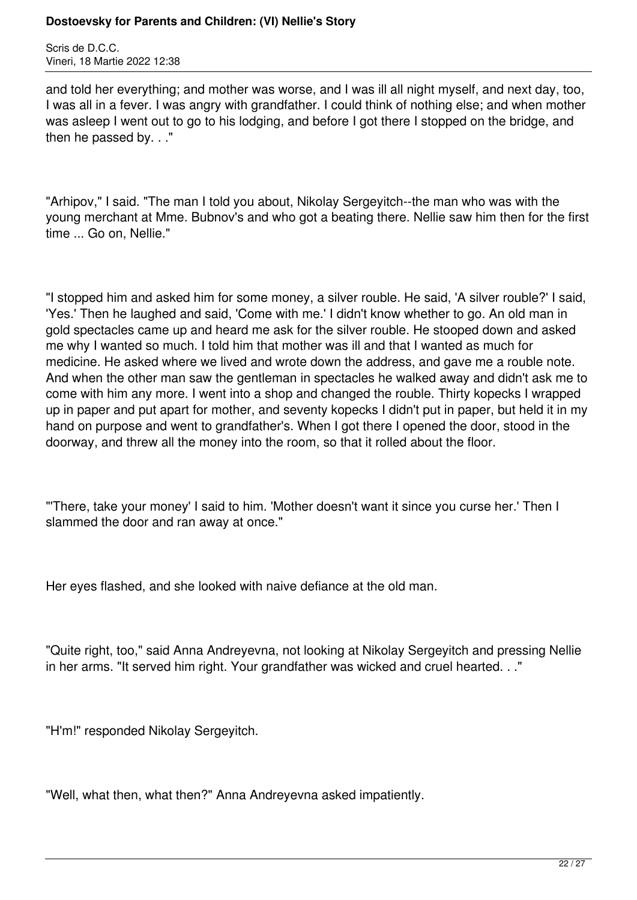and told her everything; and mother was worse, and I was ill all night myself, and next day, too, I was all in a fever. I was angry with grandfather. I could think of nothing else; and when mother was asleep I went out to go to his lodging, and before I got there I stopped on the bridge, and then he passed by. . ."

"Arhipov," I said. "The man I told you about, Nikolay Sergeyitch--the man who was with the young merchant at Mme. Bubnov's and who got a beating there. Nellie saw him then for the first time ... Go on, Nellie."

"I stopped him and asked him for some money, a silver rouble. He said, 'A silver rouble?' I said, 'Yes.' Then he laughed and said, 'Come with me.' I didn't know whether to go. An old man in gold spectacles came up and heard me ask for the silver rouble. He stooped down and asked me why I wanted so much. I told him that mother was ill and that I wanted as much for medicine. He asked where we lived and wrote down the address, and gave me a rouble note. And when the other man saw the gentleman in spectacles he walked away and didn't ask me to come with him any more. I went into a shop and changed the rouble. Thirty kopecks I wrapped up in paper and put apart for mother, and seventy kopecks I didn't put in paper, but held it in my hand on purpose and went to grandfather's. When I got there I opened the door, stood in the doorway, and threw all the money into the room, so that it rolled about the floor.

"'There, take your money' I said to him. 'Mother doesn't want it since you curse her.' Then I slammed the door and ran away at once."

Her eyes flashed, and she looked with naive defiance at the old man.

"Quite right, too," said Anna Andreyevna, not looking at Nikolay Sergeyitch and pressing Nellie in her arms. "It served him right. Your grandfather was wicked and cruel hearted. . ."

"H'm!" responded Nikolay Sergeyitch.

"Well, what then, what then?" Anna Andreyevna asked impatiently.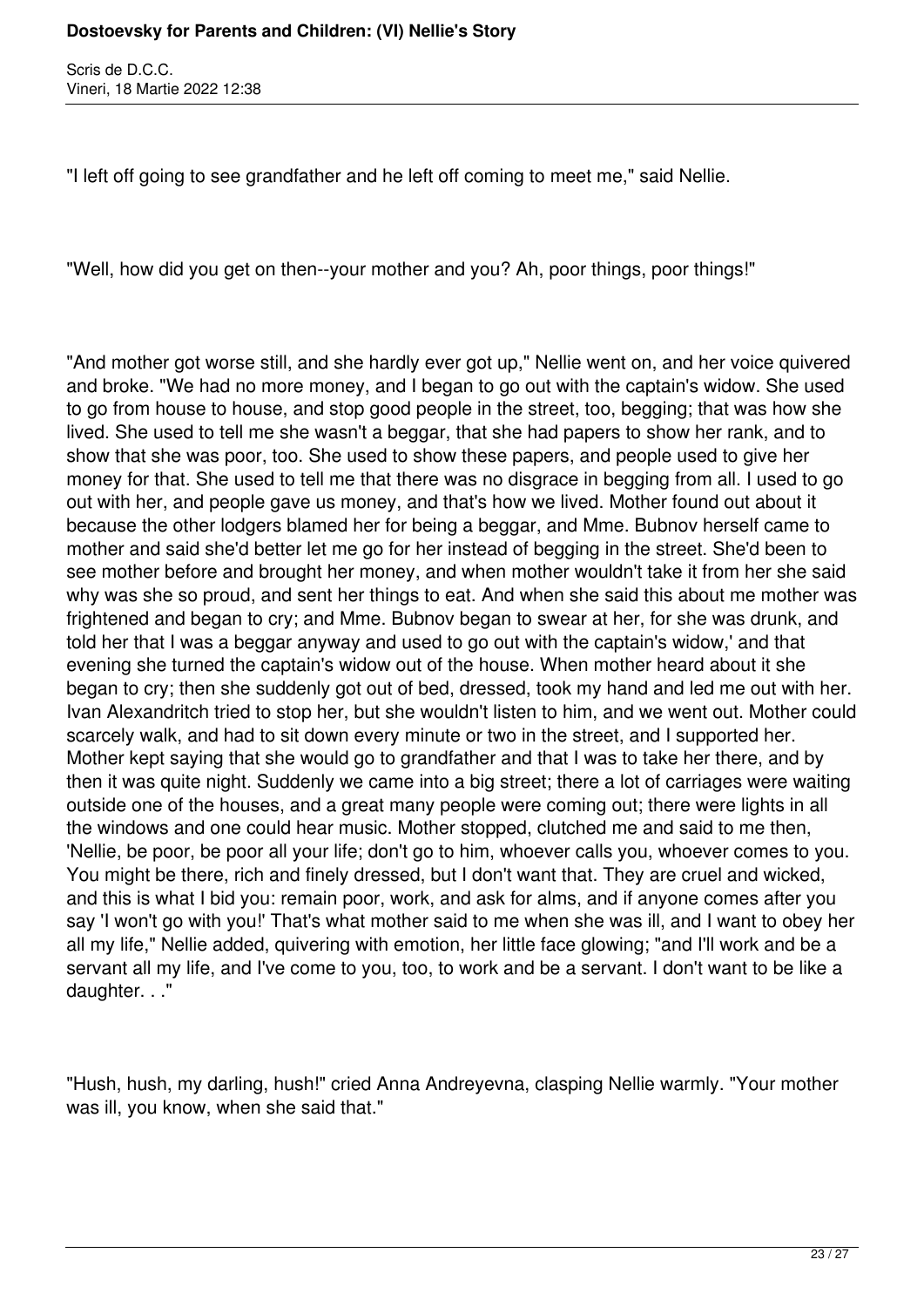"I left off going to see grandfather and he left off coming to meet me," said Nellie.

"Well, how did you get on then--your mother and you? Ah, poor things, poor things!"

"And mother got worse still, and she hardly ever got up," Nellie went on, and her voice quivered and broke. "We had no more money, and I began to go out with the captain's widow. She used to go from house to house, and stop good people in the street, too, begging; that was how she lived. She used to tell me she wasn't a beggar, that she had papers to show her rank, and to show that she was poor, too. She used to show these papers, and people used to give her money for that. She used to tell me that there was no disgrace in begging from all. I used to go out with her, and people gave us money, and that's how we lived. Mother found out about it because the other lodgers blamed her for being a beggar, and Mme. Bubnov herself came to mother and said she'd better let me go for her instead of begging in the street. She'd been to see mother before and brought her money, and when mother wouldn't take it from her she said why was she so proud, and sent her things to eat. And when she said this about me mother was frightened and began to cry; and Mme. Bubnov began to swear at her, for she was drunk, and told her that I was a beggar anyway and used to go out with the captain's widow,' and that evening she turned the captain's widow out of the house. When mother heard about it she began to cry; then she suddenly got out of bed, dressed, took my hand and led me out with her. Ivan Alexandritch tried to stop her, but she wouldn't listen to him, and we went out. Mother could scarcely walk, and had to sit down every minute or two in the street, and I supported her. Mother kept saying that she would go to grandfather and that I was to take her there, and by then it was quite night. Suddenly we came into a big street; there a lot of carriages were waiting outside one of the houses, and a great many people were coming out; there were lights in all the windows and one could hear music. Mother stopped, clutched me and said to me then, 'Nellie, be poor, be poor all your life; don't go to him, whoever calls you, whoever comes to you. You might be there, rich and finely dressed, but I don't want that. They are cruel and wicked, and this is what I bid you: remain poor, work, and ask for alms, and if anyone comes after you say 'I won't go with you!' That's what mother said to me when she was ill, and I want to obey her all my life," Nellie added, quivering with emotion, her little face glowing; "and I'll work and be a servant all my life, and I've come to you, too, to work and be a servant. I don't want to be like a daughter. . ."

"Hush, hush, my darling, hush!" cried Anna Andreyevna, clasping Nellie warmly. "Your mother was ill, you know, when she said that."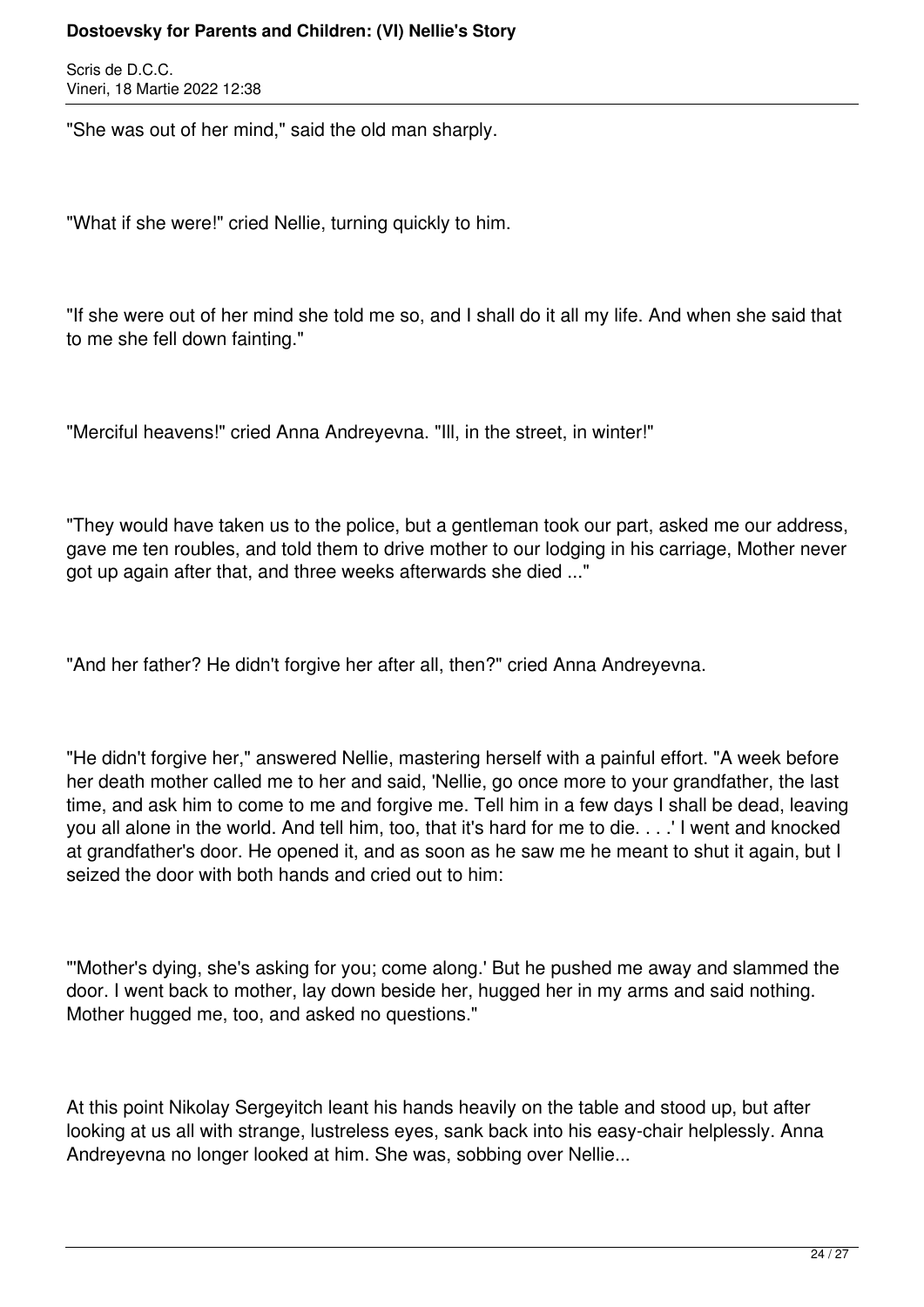"She was out of her mind," said the old man sharply.

"What if she were!" cried Nellie, turning quickly to him.

"If she were out of her mind she told me so, and I shall do it all my life. And when she said that to me she fell down fainting."

"Merciful heavens!" cried Anna Andreyevna. "Ill, in the street, in winter!"

"They would have taken us to the police, but a gentleman took our part, asked me our address, gave me ten roubles, and told them to drive mother to our lodging in his carriage, Mother never got up again after that, and three weeks afterwards she died ..."

"And her father? He didn't forgive her after all, then?" cried Anna Andreyevna.

"He didn't forgive her," answered Nellie, mastering herself with a painful effort. "A week before her death mother called me to her and said, 'Nellie, go once more to your grandfather, the last time, and ask him to come to me and forgive me. Tell him in a few days I shall be dead, leaving you all alone in the world. And tell him, too, that it's hard for me to die. . . .' I went and knocked at grandfather's door. He opened it, and as soon as he saw me he meant to shut it again, but I seized the door with both hands and cried out to him:

"'Mother's dying, she's asking for you; come along.' But he pushed me away and slammed the door. I went back to mother, lay down beside her, hugged her in my arms and said nothing. Mother hugged me, too, and asked no questions."

At this point Nikolay Sergeyitch leant his hands heavily on the table and stood up, but after looking at us all with strange, lustreless eyes, sank back into his easy-chair helplessly. Anna Andreyevna no longer looked at him. She was, sobbing over Nellie...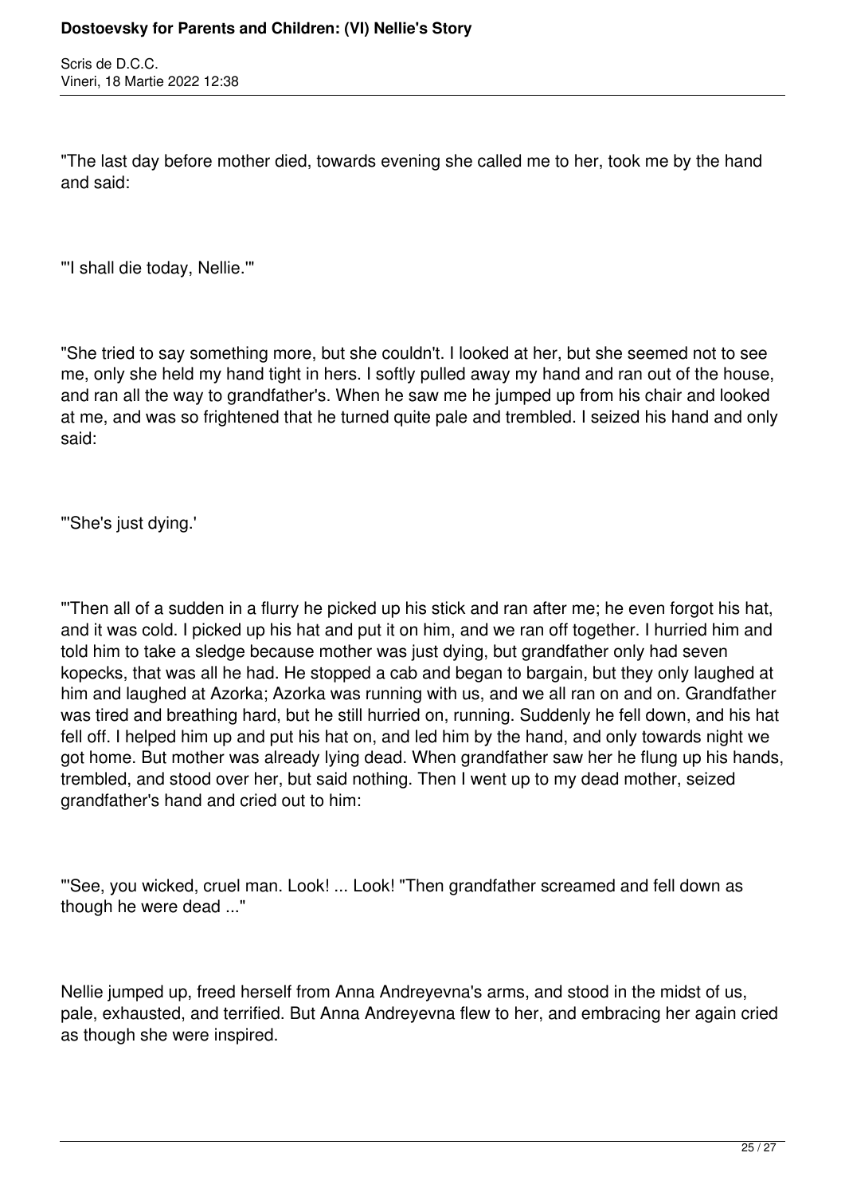"The last day before mother died, towards evening she called me to her, took me by the hand and said:

"'I shall die today, Nellie.'"

"She tried to say something more, but she couldn't. I looked at her, but she seemed not to see me, only she held my hand tight in hers. I softly pulled away my hand and ran out of the house, and ran all the way to grandfather's. When he saw me he jumped up from his chair and looked at me, and was so frightened that he turned quite pale and trembled. I seized his hand and only said:

"'She's just dying.'

"'Then all of a sudden in a flurry he picked up his stick and ran after me; he even forgot his hat, and it was cold. I picked up his hat and put it on him, and we ran off together. I hurried him and told him to take a sledge because mother was just dying, but grandfather only had seven kopecks, that was all he had. He stopped a cab and began to bargain, but they only laughed at him and laughed at Azorka; Azorka was running with us, and we all ran on and on. Grandfather was tired and breathing hard, but he still hurried on, running. Suddenly he fell down, and his hat fell off. I helped him up and put his hat on, and led him by the hand, and only towards night we got home. But mother was already lying dead. When grandfather saw her he flung up his hands, trembled, and stood over her, but said nothing. Then I went up to my dead mother, seized grandfather's hand and cried out to him:

"'See, you wicked, cruel man. Look! ... Look! "Then grandfather screamed and fell down as though he were dead ..."

Nellie jumped up, freed herself from Anna Andreyevna's arms, and stood in the midst of us, pale, exhausted, and terrified. But Anna Andreyevna flew to her, and embracing her again cried as though she were inspired.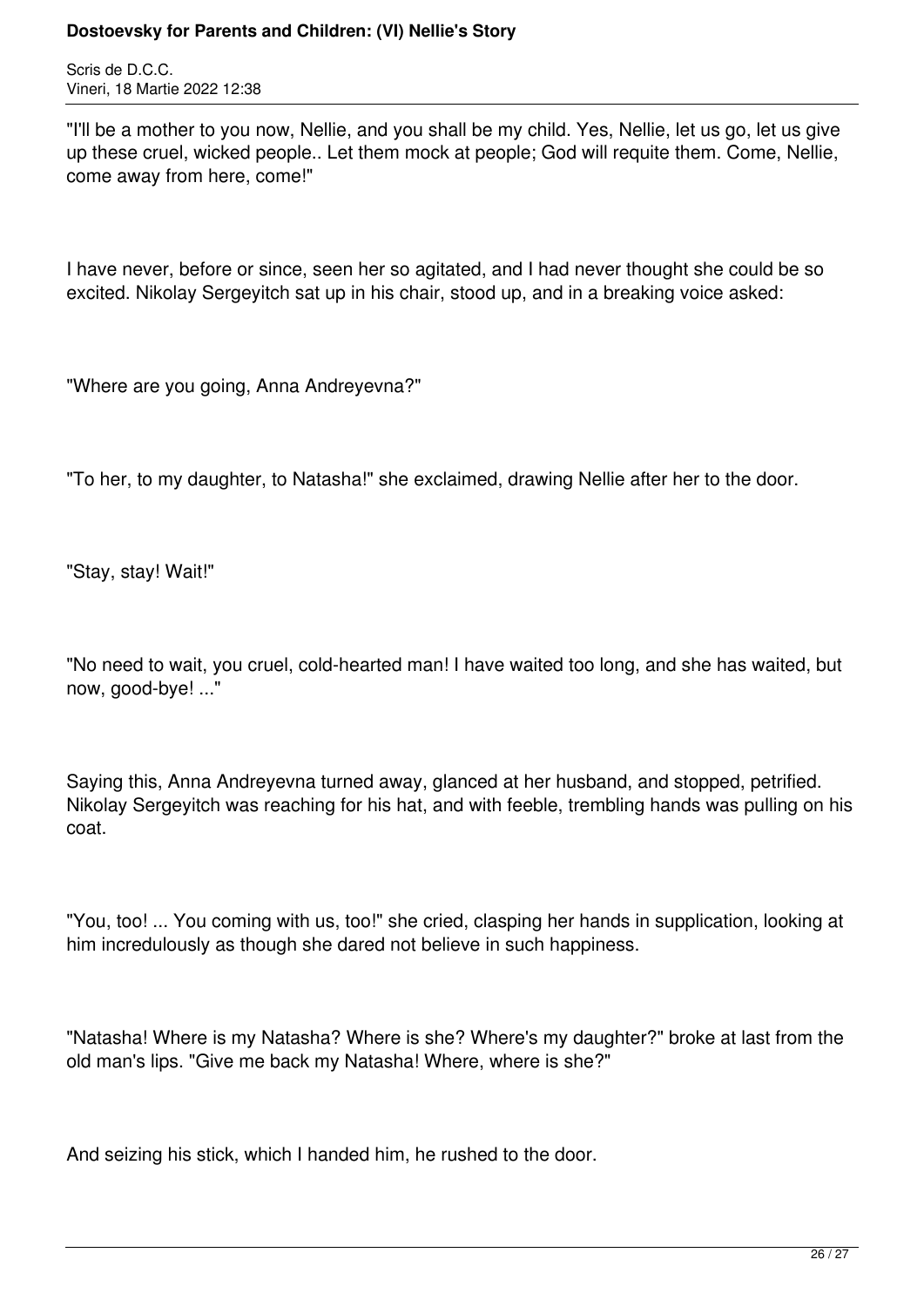"I'll be a mother to you now, Nellie, and you shall be my child. Yes, Nellie, let us go, let us give up these cruel, wicked people.. Let them mock at people; God will requite them. Come, Nellie, come away from here, come!"

I have never, before or since, seen her so agitated, and I had never thought she could be so excited. Nikolay Sergeyitch sat up in his chair, stood up, and in a breaking voice asked:

"Where are you going, Anna Andreyevna?"

"To her, to my daughter, to Natasha!" she exclaimed, drawing Nellie after her to the door.

"Stay, stay! Wait!"

"No need to wait, you cruel, cold-hearted man! I have waited too long, and she has waited, but now, good-bye! ..."

Saying this, Anna Andreyevna turned away, glanced at her husband, and stopped, petrified. Nikolay Sergeyitch was reaching for his hat, and with feeble, trembling hands was pulling on his coat.

"You, too! ... You coming with us, too!" she cried, clasping her hands in supplication, looking at him incredulously as though she dared not believe in such happiness.

"Natasha! Where is my Natasha? Where is she? Where's my daughter?" broke at last from the old man's lips. "Give me back my Natasha! Where, where is she?"

And seizing his stick, which I handed him, he rushed to the door.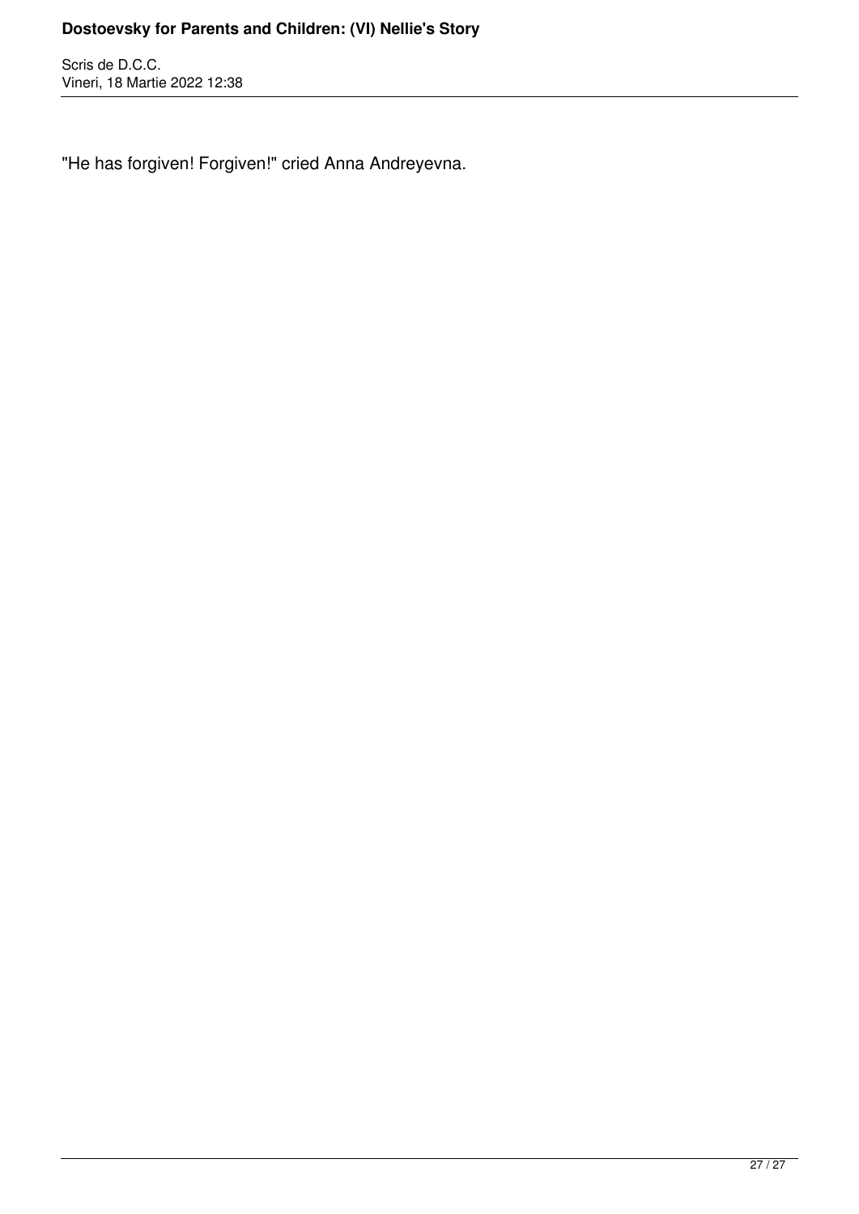"He has forgiven! Forgiven!" cried Anna Andreyevna.